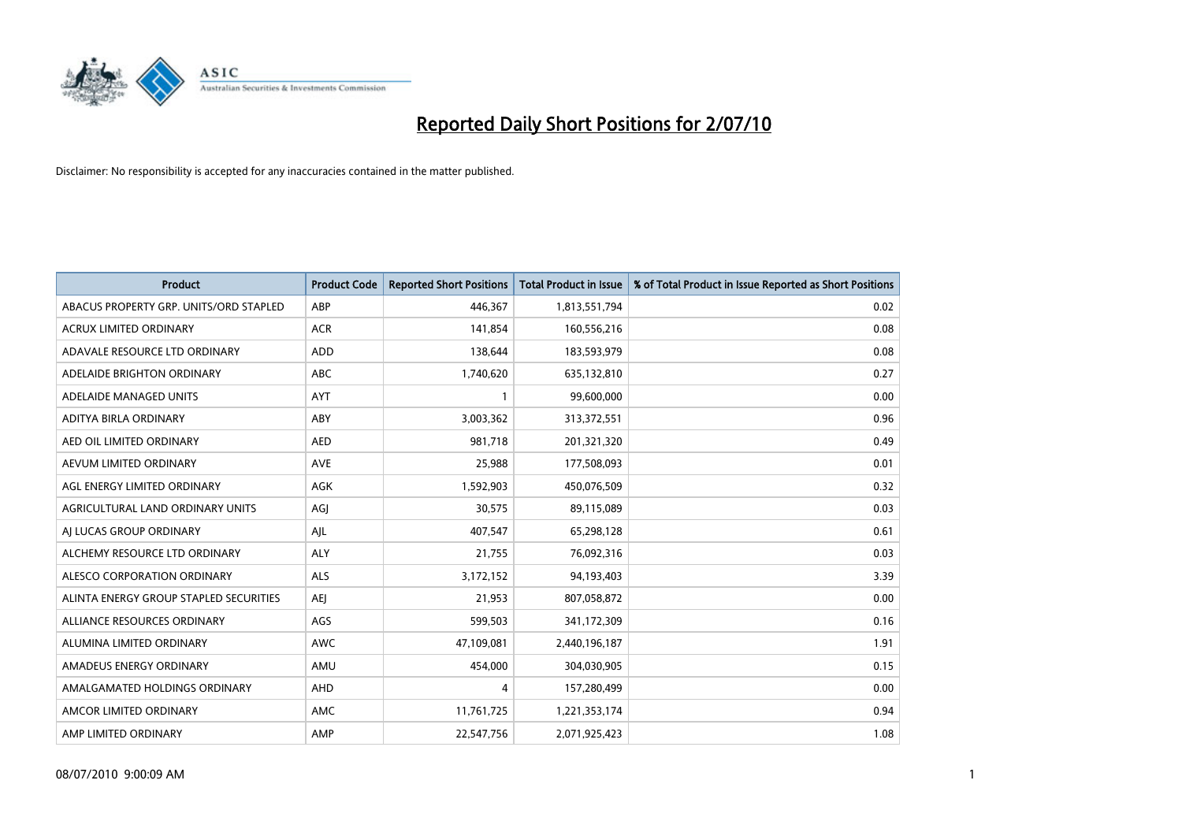# Reported Daily Short Positions for 2/07/10

Disclaimer: No responsibility is accepted for any inaccuracies contained in the matter published.

| Product | Product Code | Reported Short Positions | Total Product in Issue | % of Total Product in Issue Reported as Short Positions |
|---|---|---|---|---|
| ABACUS PROPERTY GRP. UNITS/ORD STAPLED | ABP | 446,367 | 1,813,551,794 | 0.02 |
| ACRUX LIMITED ORDINARY | ACR | 141,854 | 160,556,216 | 0.08 |
| ADAVALE RESOURCE LTD ORDINARY | ADD | 138,644 | 183,593,979 | 0.08 |
| ADELAIDE BRIGHTON ORDINARY | ABC | 1,740,620 | 635,132,810 | 0.27 |
| ADELAIDE MANAGED UNITS | AYT | 1 | 99,600,000 | 0.00 |
| ADITYA BIRLA ORDINARY | ABY | 3,003,362 | 313,372,551 | 0.96 |
| AED OIL LIMITED ORDINARY | AED | 981,718 | 201,321,320 | 0.49 |
| AEVUM LIMITED ORDINARY | AVE | 25,988 | 177,508,093 | 0.01 |
| AGL ENERGY LIMITED ORDINARY | AGK | 1,592,903 | 450,076,509 | 0.32 |
| AGRICULTURAL LAND ORDINARY UNITS | AGJ | 30,575 | 89,115,089 | 0.03 |
| AJ LUCAS GROUP ORDINARY | AJL | 407,547 | 65,298,128 | 0.61 |
| ALCHEMY RESOURCE LTD ORDINARY | ALY | 21,755 | 76,092,316 | 0.03 |
| ALESCO CORPORATION ORDINARY | ALS | 3,172,152 | 94,193,403 | 3.39 |
| ALINTA ENERGY GROUP STAPLED SECURITIES | AEJ | 21,953 | 807,058,872 | 0.00 |
| ALLIANCE RESOURCES ORDINARY | AGS | 599,503 | 341,172,309 | 0.16 |
| ALUMINA LIMITED ORDINARY | AWC | 47,109,081 | 2,440,196,187 | 1.91 |
| AMADEUS ENERGY ORDINARY | AMU | 454,000 | 304,030,905 | 0.15 |
| AMALGAMATED HOLDINGS ORDINARY | AHD | 4 | 157,280,499 | 0.00 |
| AMCOR LIMITED ORDINARY | AMC | 11,761,725 | 1,221,353,174 | 0.94 |
| AMP LIMITED ORDINARY | AMP | 22,547,756 | 2,071,925,423 | 1.08 |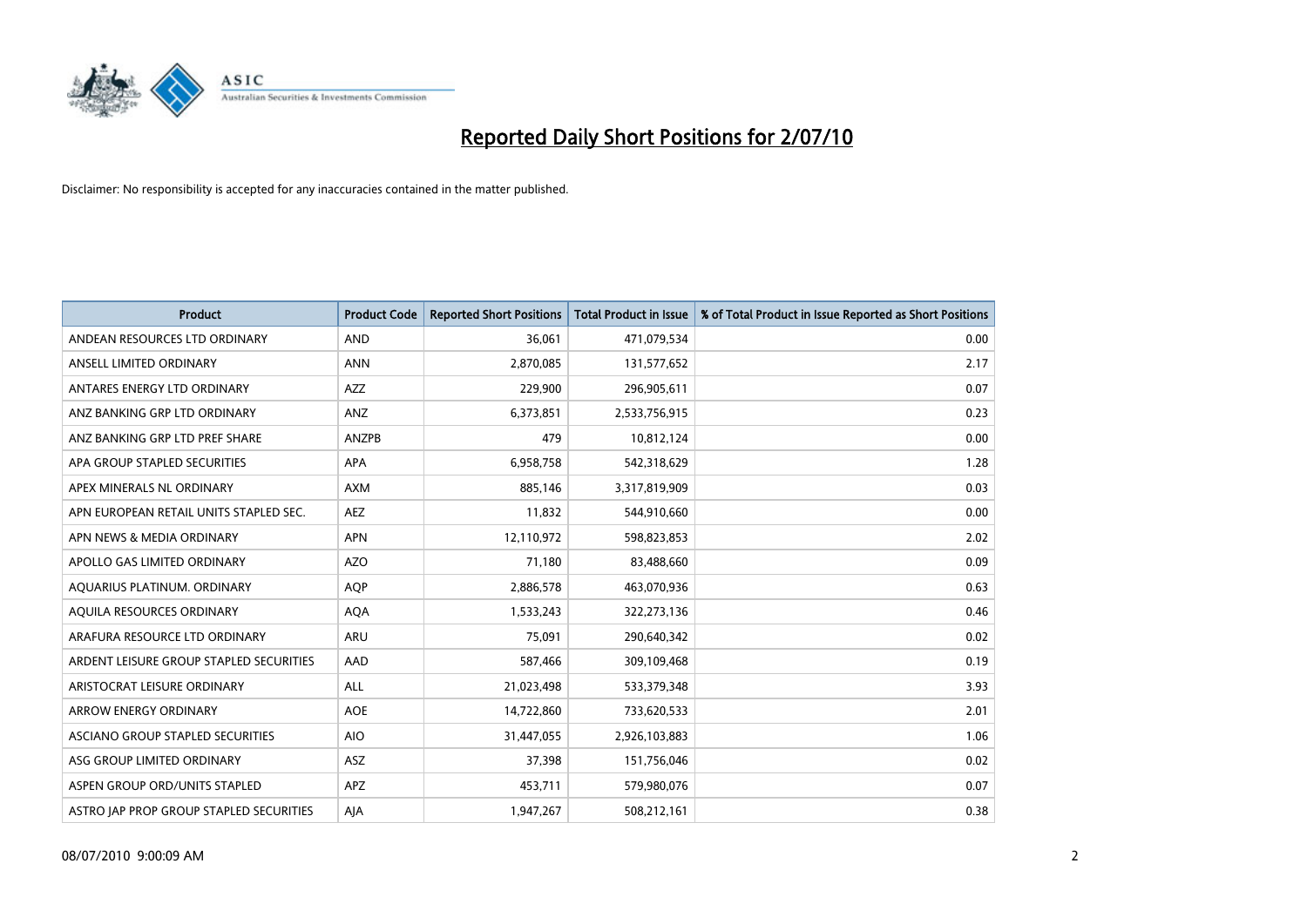# Reported Daily Short Positions for 2/07/10

Disclaimer: No responsibility is accepted for any inaccuracies contained in the matter published.

| Product | Product Code | Reported Short Positions | Total Product in Issue | % of Total Product in Issue Reported as Short Positions |
|---|---|---|---|---|
| ANDEAN RESOURCES LTD ORDINARY | AND | 36,061 | 471,079,534 | 0.00 |
| ANSELL LIMITED ORDINARY | ANN | 2,870,085 | 131,577,652 | 2.17 |
| ANTARES ENERGY LTD ORDINARY | AZZ | 229,900 | 296,905,611 | 0.07 |
| ANZ BANKING GRP LTD ORDINARY | ANZ | 6,373,851 | 2,533,756,915 | 0.23 |
| ANZ BANKING GRP LTD PREF SHARE | ANZPB | 479 | 10,812,124 | 0.00 |
| APA GROUP STAPLED SECURITIES | APA | 6,958,758 | 542,318,629 | 1.28 |
| APEX MINERALS NL ORDINARY | AXM | 885,146 | 3,317,819,909 | 0.03 |
| APN EUROPEAN RETAIL UNITS STAPLED SEC. | AEZ | 11,832 | 544,910,660 | 0.00 |
| APN NEWS & MEDIA ORDINARY | APN | 12,110,972 | 598,823,853 | 2.02 |
| APOLLO GAS LIMITED ORDINARY | AZO | 71,180 | 83,488,660 | 0.09 |
| AQUARIUS PLATINUM. ORDINARY | AQP | 2,886,578 | 463,070,936 | 0.63 |
| AQUILA RESOURCES ORDINARY | AQA | 1,533,243 | 322,273,136 | 0.46 |
| ARAFURA RESOURCE LTD ORDINARY | ARU | 75,091 | 290,640,342 | 0.02 |
| ARDENT LEISURE GROUP STAPLED SECURITIES | AAD | 587,466 | 309,109,468 | 0.19 |
| ARISTOCRAT LEISURE ORDINARY | ALL | 21,023,498 | 533,379,348 | 3.93 |
| ARROW ENERGY ORDINARY | AOE | 14,722,860 | 733,620,533 | 2.01 |
| ASCIANO GROUP STAPLED SECURITIES | AIO | 31,447,055 | 2,926,103,883 | 1.06 |
| ASG GROUP LIMITED ORDINARY | ASZ | 37,398 | 151,756,046 | 0.02 |
| ASPEN GROUP ORD/UNITS STAPLED | APZ | 453,711 | 579,980,076 | 0.07 |
| ASTRO JAP PROP GROUP STAPLED SECURITIES | AJA | 1,947,267 | 508,212,161 | 0.38 |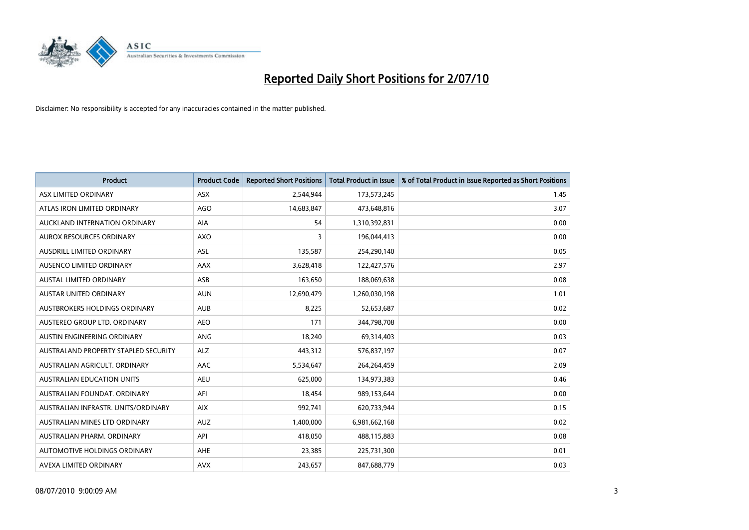# Reported Daily Short Positions for 2/07/10

Disclaimer: No responsibility is accepted for any inaccuracies contained in the matter published.

| Product | Product Code | Reported Short Positions | Total Product in Issue | % of Total Product in Issue Reported as Short Positions |
| --- | --- | --- | --- | --- |
| ASX LIMITED ORDINARY | ASX | 2,544,944 | 173,573,245 | 1.45 |
| ATLAS IRON LIMITED ORDINARY | AGO | 14,683,847 | 473,648,816 | 3.07 |
| AUCKLAND INTERNATION ORDINARY | AIA | 54 | 1,310,392,831 | 0.00 |
| AUROX RESOURCES ORDINARY | AXO | 3 | 196,044,413 | 0.00 |
| AUSDRILL LIMITED ORDINARY | ASL | 135,587 | 254,290,140 | 0.05 |
| AUSENCO LIMITED ORDINARY | AAX | 3,628,418 | 122,427,576 | 2.97 |
| AUSTAL LIMITED ORDINARY | ASB | 163,650 | 188,069,638 | 0.08 |
| AUSTAR UNITED ORDINARY | AUN | 12,690,479 | 1,260,030,198 | 1.01 |
| AUSTBROKERS HOLDINGS ORDINARY | AUB | 8,225 | 52,653,687 | 0.02 |
| AUSTEREO GROUP LTD. ORDINARY | AEO | 171 | 344,798,708 | 0.00 |
| AUSTIN ENGINEERING ORDINARY | ANG | 18,240 | 69,314,403 | 0.03 |
| AUSTRALAND PROPERTY STAPLED SECURITY | ALZ | 443,312 | 576,837,197 | 0.07 |
| AUSTRALIAN AGRICULT. ORDINARY | AAC | 5,534,647 | 264,264,459 | 2.09 |
| AUSTRALIAN EDUCATION UNITS | AEU | 625,000 | 134,973,383 | 0.46 |
| AUSTRALIAN FOUNDAT. ORDINARY | AFI | 18,454 | 989,153,644 | 0.00 |
| AUSTRALIAN INFRASTR. UNITS/ORDINARY | AIX | 992,741 | 620,733,944 | 0.15 |
| AUSTRALIAN MINES LTD ORDINARY | AUZ | 1,400,000 | 6,981,662,168 | 0.02 |
| AUSTRALIAN PHARM. ORDINARY | API | 418,050 | 488,115,883 | 0.08 |
| AUTOMOTIVE HOLDINGS ORDINARY | AHE | 23,385 | 225,731,300 | 0.01 |
| AVEXA LIMITED ORDINARY | AVX | 243,657 | 847,688,779 | 0.03 |

08/07/2010 9:00:09 AM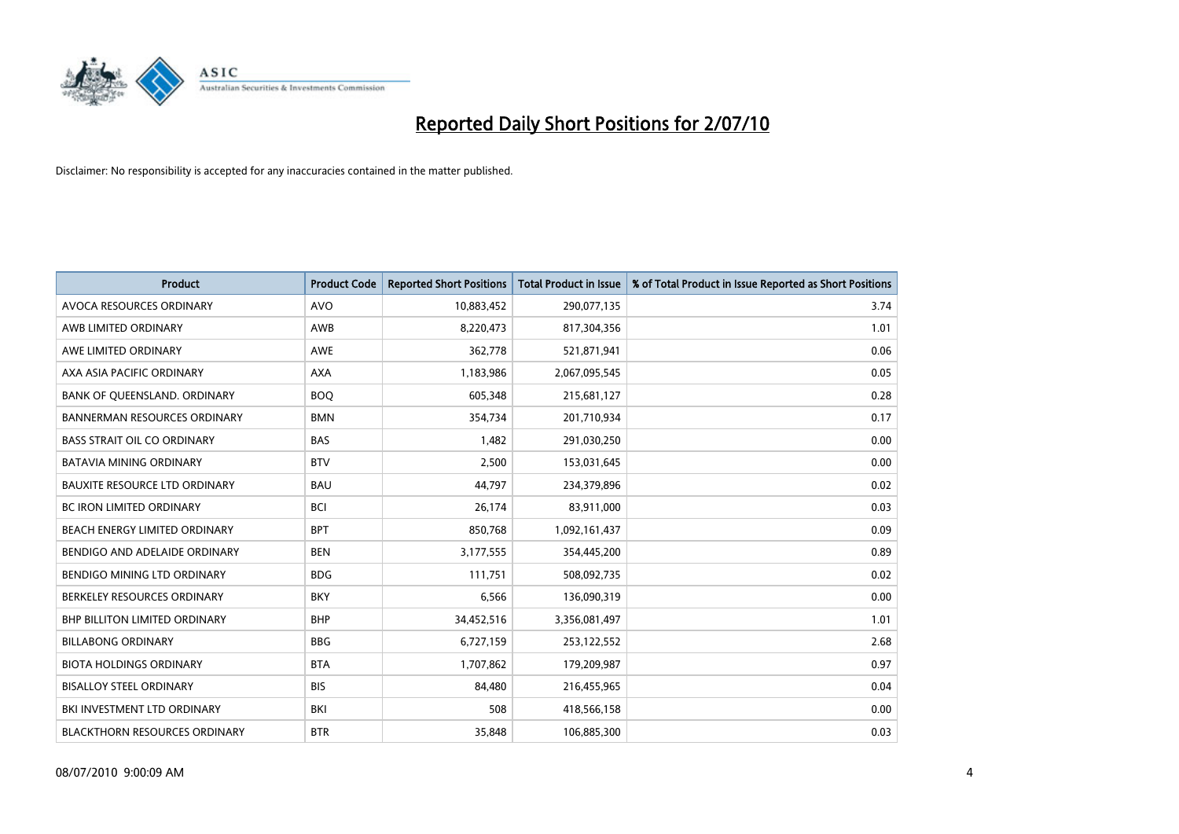# Reported Daily Short Positions for 2/07/10

Disclaimer: No responsibility is accepted for any inaccuracies contained in the matter published.

| Product | Product Code | Reported Short Positions | Total Product in Issue | % of Total Product in Issue Reported as Short Positions |
|---|---|---|---|---|
| AVOCA RESOURCES ORDINARY | AVO | 10,883,452 | 290,077,135 | 3.74 |
| AWB LIMITED ORDINARY | AWB | 8,220,473 | 817,304,356 | 1.01 |
| AWE LIMITED ORDINARY | AWE | 362,778 | 521,871,941 | 0.06 |
| AXA ASIA PACIFIC ORDINARY | AXA | 1,183,986 | 2,067,095,545 | 0.05 |
| BANK OF QUEENSLAND. ORDINARY | BOQ | 605,348 | 215,681,127 | 0.28 |
| BANNERMAN RESOURCES ORDINARY | BMN | 354,734 | 201,710,934 | 0.17 |
| BASS STRAIT OIL CO ORDINARY | BAS | 1,482 | 291,030,250 | 0.00 |
| BATAVIA MINING ORDINARY | BTV | 2,500 | 153,031,645 | 0.00 |
| BAUXITE RESOURCE LTD ORDINARY | BAU | 44,797 | 234,379,896 | 0.02 |
| BC IRON LIMITED ORDINARY | BCI | 26,174 | 83,911,000 | 0.03 |
| BEACH ENERGY LIMITED ORDINARY | BPT | 850,768 | 1,092,161,437 | 0.09 |
| BENDIGO AND ADELAIDE ORDINARY | BEN | 3,177,555 | 354,445,200 | 0.89 |
| BENDIGO MINING LTD ORDINARY | BDG | 111,751 | 508,092,735 | 0.02 |
| BERKELEY RESOURCES ORDINARY | BKY | 6,566 | 136,090,319 | 0.00 |
| BHP BILLITON LIMITED ORDINARY | BHP | 34,452,516 | 3,356,081,497 | 1.01 |
| BILLABONG ORDINARY | BBG | 6,727,159 | 253,122,552 | 2.68 |
| BIOTA HOLDINGS ORDINARY | BTA | 1,707,862 | 179,209,987 | 0.97 |
| BISALLOY STEEL ORDINARY | BIS | 84,480 | 216,455,965 | 0.04 |
| BKI INVESTMENT LTD ORDINARY | BKI | 508 | 418,566,158 | 0.00 |
| BLACKTHORN RESOURCES ORDINARY | BTR | 35,848 | 106,885,300 | 0.03 |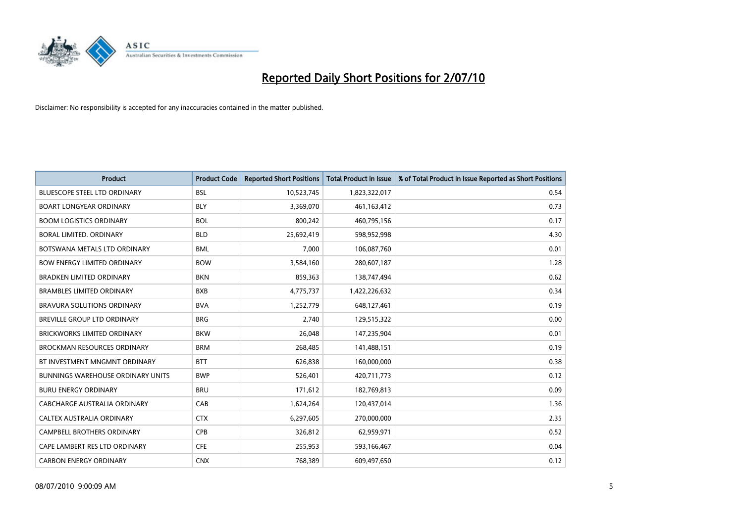# Reported Daily Short Positions for 2/07/10

Disclaimer: No responsibility is accepted for any inaccuracies contained in the matter published.

| Product | Product Code | Reported Short Positions | Total Product in Issue | % of Total Product in Issue Reported as Short Positions |
|---|---|---|---|---|
| BLUESCOPE STEEL LTD ORDINARY | BSL | 10,523,745 | 1,823,322,017 | 0.54 |
| BOART LONGYEAR ORDINARY | BLY | 3,369,070 | 461,163,412 | 0.73 |
| BOOM LOGISTICS ORDINARY | BOL | 800,242 | 460,795,156 | 0.17 |
| BORAL LIMITED. ORDINARY | BLD | 25,692,419 | 598,952,998 | 4.30 |
| BOTSWANA METALS LTD ORDINARY | BML | 7,000 | 106,087,760 | 0.01 |
| BOW ENERGY LIMITED ORDINARY | BOW | 3,584,160 | 280,607,187 | 1.28 |
| BRADKEN LIMITED ORDINARY | BKN | 859,363 | 138,747,494 | 0.62 |
| BRAMBLES LIMITED ORDINARY | BXB | 4,775,737 | 1,422,226,632 | 0.34 |
| BRAVURA SOLUTIONS ORDINARY | BVA | 1,252,779 | 648,127,461 | 0.19 |
| BREVILLE GROUP LTD ORDINARY | BRG | 2,740 | 129,515,322 | 0.00 |
| BRICKWORKS LIMITED ORDINARY | BKW | 26,048 | 147,235,904 | 0.01 |
| BROCKMAN RESOURCES ORDINARY | BRM | 268,485 | 141,488,151 | 0.19 |
| BT INVESTMENT MNGMNT ORDINARY | BTT | 626,838 | 160,000,000 | 0.38 |
| BUNNINGS WAREHOUSE ORDINARY UNITS | BWP | 526,401 | 420,711,773 | 0.12 |
| BURU ENERGY ORDINARY | BRU | 171,612 | 182,769,813 | 0.09 |
| CABCHARGE AUSTRALIA ORDINARY | CAB | 1,624,264 | 120,437,014 | 1.36 |
| CALTEX AUSTRALIA ORDINARY | CTX | 6,297,605 | 270,000,000 | 2.35 |
| CAMPBELL BROTHERS ORDINARY | CPB | 326,812 | 62,959,971 | 0.52 |
| CAPE LAMBERT RES LTD ORDINARY | CFE | 255,953 | 593,166,467 | 0.04 |
| CARBON ENERGY ORDINARY | CNX | 768,389 | 609,497,650 | 0.12 |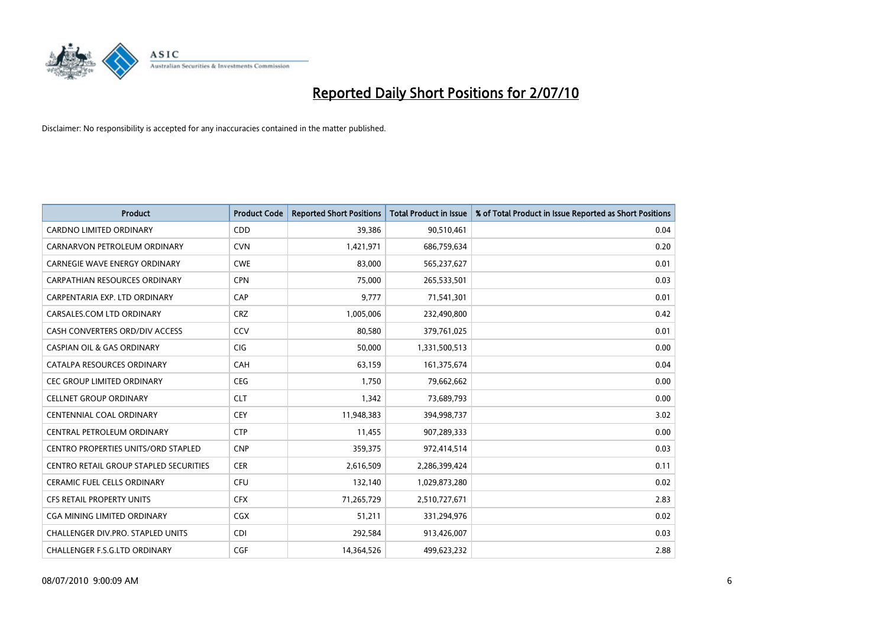# Reported Daily Short Positions for 2/07/10

Disclaimer: No responsibility is accepted for any inaccuracies contained in the matter published.

| Product | Product Code | Reported Short Positions | Total Product in Issue | % of Total Product in Issue Reported as Short Positions |
|---|---|---|---|---|
| CARDNO LIMITED ORDINARY | CDD | 39,386 | 90,510,461 | 0.04 |
| CARNARVON PETROLEUM ORDINARY | CVN | 1,421,971 | 686,759,634 | 0.20 |
| CARNEGIE WAVE ENERGY ORDINARY | CWE | 83,000 | 565,237,627 | 0.01 |
| CARPATHIAN RESOURCES ORDINARY | CPN | 75,000 | 265,533,501 | 0.03 |
| CARPENTARIA EXP. LTD ORDINARY | CAP | 9,777 | 71,541,301 | 0.01 |
| CARSALES.COM LTD ORDINARY | CRZ | 1,005,006 | 232,490,800 | 0.42 |
| CASH CONVERTERS ORD/DIV ACCESS | CCV | 80,580 | 379,761,025 | 0.01 |
| CASPIAN OIL & GAS ORDINARY | CIG | 50,000 | 1,331,500,513 | 0.00 |
| CATALPA RESOURCES ORDINARY | CAH | 63,159 | 161,375,674 | 0.04 |
| CEC GROUP LIMITED ORDINARY | CEG | 1,750 | 79,662,662 | 0.00 |
| CELLNET GROUP ORDINARY | CLT | 1,342 | 73,689,793 | 0.00 |
| CENTENNIAL COAL ORDINARY | CEY | 11,948,383 | 394,998,737 | 3.02 |
| CENTRAL PETROLEUM ORDINARY | CTP | 11,455 | 907,289,333 | 0.00 |
| CENTRO PROPERTIES UNITS/ORD STAPLED | CNP | 359,375 | 972,414,514 | 0.03 |
| CENTRO RETAIL GROUP STAPLED SECURITIES | CER | 2,616,509 | 2,286,399,424 | 0.11 |
| CERAMIC FUEL CELLS ORDINARY | CFU | 132,140 | 1,029,873,280 | 0.02 |
| CFS RETAIL PROPERTY UNITS | CFX | 71,265,729 | 2,510,727,671 | 2.83 |
| CGA MINING LIMITED ORDINARY | CGX | 51,211 | 331,294,976 | 0.02 |
| CHALLENGER DIV.PRO. STAPLED UNITS | CDI | 292,584 | 913,426,007 | 0.03 |
| CHALLENGER F.S.G.LTD ORDINARY | CGF | 14,364,526 | 499,623,232 | 2.88 |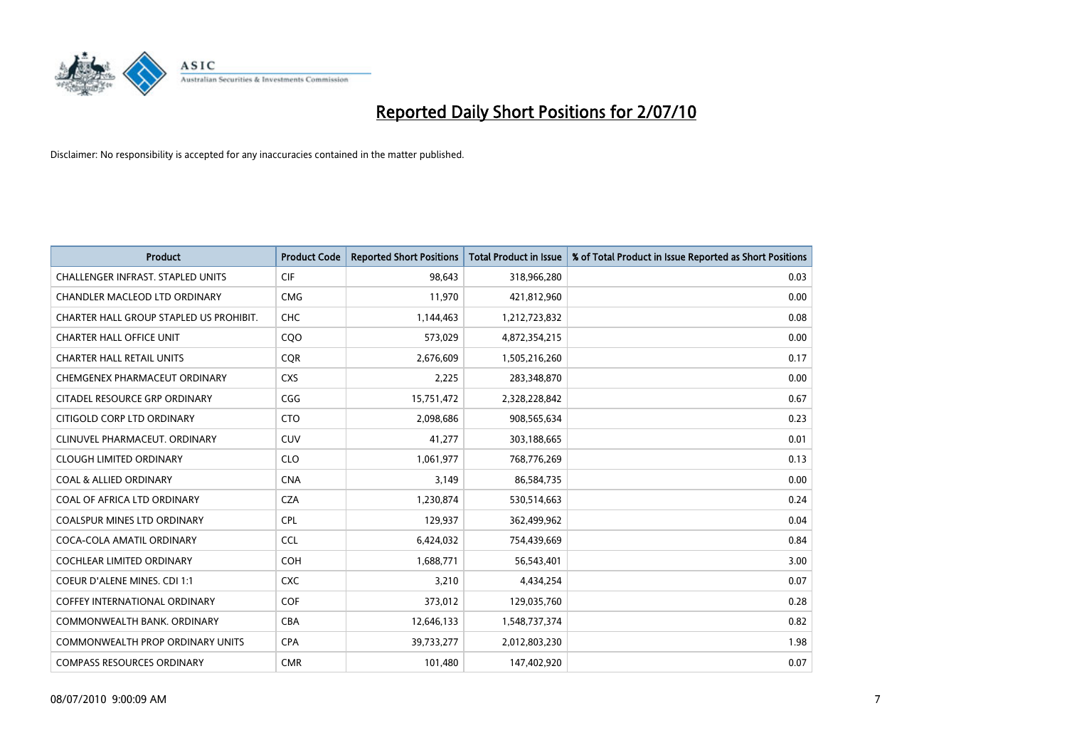# Reported Daily Short Positions for 2/07/10

Disclaimer: No responsibility is accepted for any inaccuracies contained in the matter published.

| Product | Product Code | Reported Short Positions | Total Product in Issue | % of Total Product in Issue Reported as Short Positions |
|---|---|---|---|---|
| CHALLENGER INFRAST. STAPLED UNITS | CIF | 98,643 | 318,966,280 | 0.03 |
| CHANDLER MACLEOD LTD ORDINARY | CMG | 11,970 | 421,812,960 | 0.00 |
| CHARTER HALL GROUP STAPLED US PROHIBIT. | CHC | 1,144,463 | 1,212,723,832 | 0.08 |
| CHARTER HALL OFFICE UNIT | CQO | 573,029 | 4,872,354,215 | 0.00 |
| CHARTER HALL RETAIL UNITS | CQR | 2,676,609 | 1,505,216,260 | 0.17 |
| CHEMGENEX PHARMACEUT ORDINARY | CXS | 2,225 | 283,348,870 | 0.00 |
| CITADEL RESOURCE GRP ORDINARY | CGG | 15,751,472 | 2,328,228,842 | 0.67 |
| CITIGOLD CORP LTD ORDINARY | CTO | 2,098,686 | 908,565,634 | 0.23 |
| CLINUVEL PHARMACEUT. ORDINARY | CUV | 41,277 | 303,188,665 | 0.01 |
| CLOUGH LIMITED ORDINARY | CLO | 1,061,977 | 768,776,269 | 0.13 |
| COAL & ALLIED ORDINARY | CNA | 3,149 | 86,584,735 | 0.00 |
| COAL OF AFRICA LTD ORDINARY | CZA | 1,230,874 | 530,514,663 | 0.24 |
| COALSPUR MINES LTD ORDINARY | CPL | 129,937 | 362,499,962 | 0.04 |
| COCA-COLA AMATIL ORDINARY | CCL | 6,424,032 | 754,439,669 | 0.84 |
| COCHLEAR LIMITED ORDINARY | COH | 1,688,771 | 56,543,401 | 3.00 |
| COEUR D'ALENE MINES. CDI 1:1 | CXC | 3,210 | 4,434,254 | 0.07 |
| COFFEY INTERNATIONAL ORDINARY | COF | 373,012 | 129,035,760 | 0.28 |
| COMMONWEALTH BANK. ORDINARY | CBA | 12,646,133 | 1,548,737,374 | 0.82 |
| COMMONWEALTH PROP ORDINARY UNITS | CPA | 39,733,277 | 2,012,803,230 | 1.98 |
| COMPASS RESOURCES ORDINARY | CMR | 101,480 | 147,402,920 | 0.07 |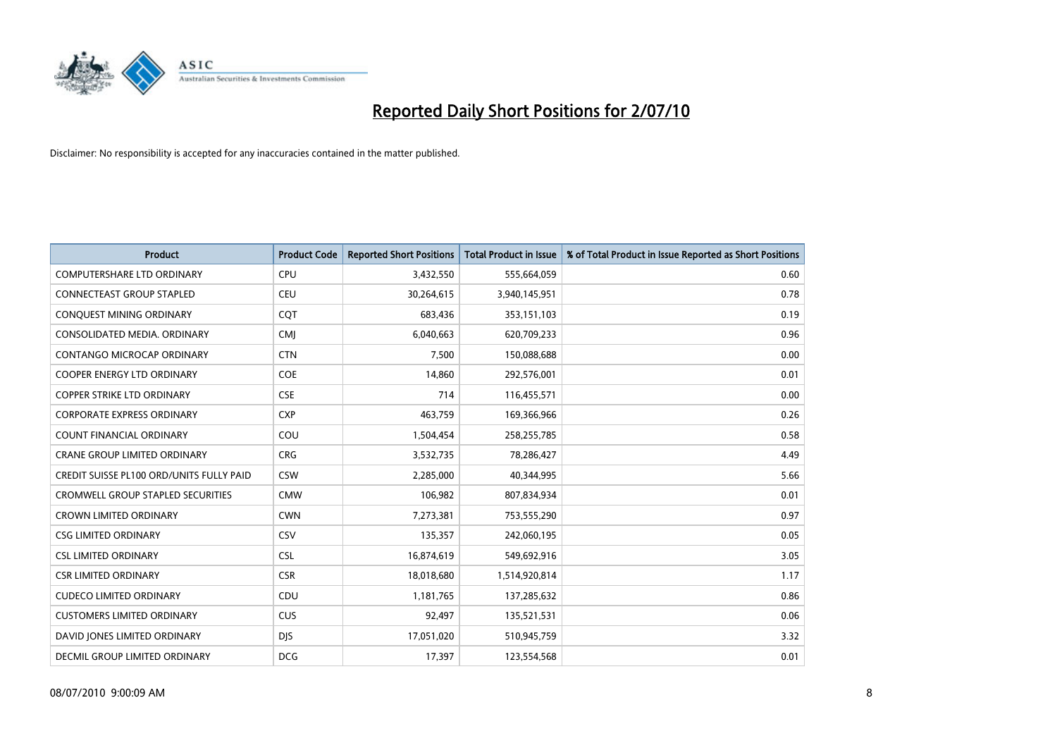# Reported Daily Short Positions for 2/07/10

Disclaimer: No responsibility is accepted for any inaccuracies contained in the matter published.

| Product | Product Code | Reported Short Positions | Total Product in Issue | % of Total Product in Issue Reported as Short Positions |
|---|---|---|---|---|
| COMPUTERSHARE LTD ORDINARY | CPU | 3,432,550 | 555,664,059 | 0.60 |
| CONNECTEAST GROUP STAPLED | CEU | 30,264,615 | 3,940,145,951 | 0.78 |
| CONQUEST MINING ORDINARY | CQT | 683,436 | 353,151,103 | 0.19 |
| CONSOLIDATED MEDIA. ORDINARY | CMJ | 6,040,663 | 620,709,233 | 0.96 |
| CONTANGO MICROCAP ORDINARY | CTN | 7,500 | 150,088,688 | 0.00 |
| COOPER ENERGY LTD ORDINARY | COE | 14,860 | 292,576,001 | 0.01 |
| COPPER STRIKE LTD ORDINARY | CSE | 714 | 116,455,571 | 0.00 |
| CORPORATE EXPRESS ORDINARY | CXP | 463,759 | 169,366,966 | 0.26 |
| COUNT FINANCIAL ORDINARY | COU | 1,504,454 | 258,255,785 | 0.58 |
| CRANE GROUP LIMITED ORDINARY | CRG | 3,532,735 | 78,286,427 | 4.49 |
| CREDIT SUISSE PL100 ORD/UNITS FULLY PAID | CSW | 2,285,000 | 40,344,995 | 5.66 |
| CROMWELL GROUP STAPLED SECURITIES | CMW | 106,982 | 807,834,934 | 0.01 |
| CROWN LIMITED ORDINARY | CWN | 7,273,381 | 753,555,290 | 0.97 |
| CSG LIMITED ORDINARY | CSV | 135,357 | 242,060,195 | 0.05 |
| CSL LIMITED ORDINARY | CSL | 16,874,619 | 549,692,916 | 3.05 |
| CSR LIMITED ORDINARY | CSR | 18,018,680 | 1,514,920,814 | 1.17 |
| CUDECO LIMITED ORDINARY | CDU | 1,181,765 | 137,285,632 | 0.86 |
| CUSTOMERS LIMITED ORDINARY | CUS | 92,497 | 135,521,531 | 0.06 |
| DAVID JONES LIMITED ORDINARY | DJS | 17,051,020 | 510,945,759 | 3.32 |
| DECMIL GROUP LIMITED ORDINARY | DCG | 17,397 | 123,554,568 | 0.01 |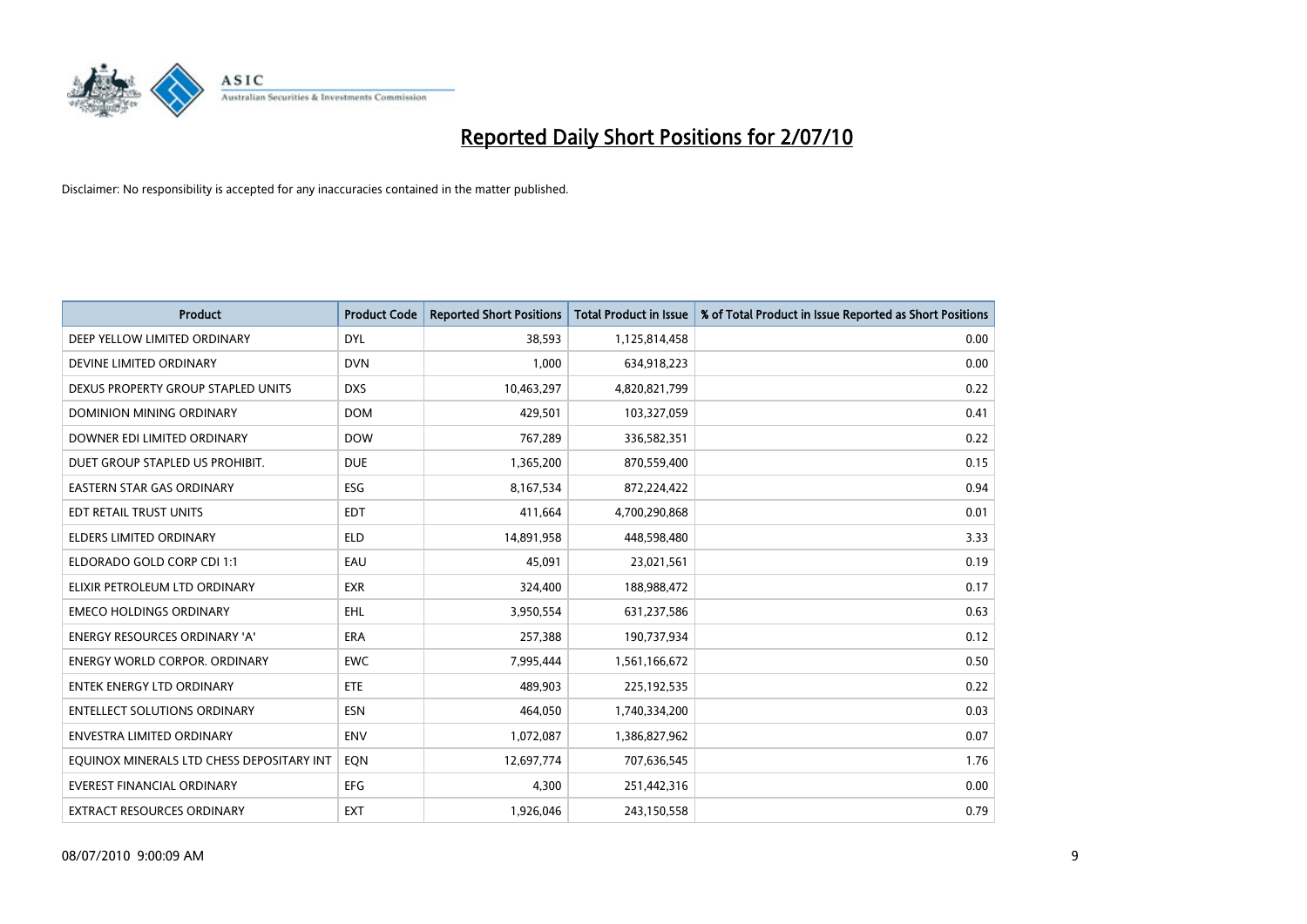# Reported Daily Short Positions for 2/07/10

Disclaimer: No responsibility is accepted for any inaccuracies contained in the matter published.

| Product | Product Code | Reported Short Positions | Total Product in Issue | % of Total Product in Issue Reported as Short Positions |
|---|---|---|---|---|
| DEEP YELLOW LIMITED ORDINARY | DYL | 38,593 | 1,125,814,458 | 0.00 |
| DEVINE LIMITED ORDINARY | DVN | 1,000 | 634,918,223 | 0.00 |
| DEXUS PROPERTY GROUP STAPLED UNITS | DXS | 10,463,297 | 4,820,821,799 | 0.22 |
| DOMINION MINING ORDINARY | DOM | 429,501 | 103,327,059 | 0.41 |
| DOWNER EDI LIMITED ORDINARY | DOW | 767,289 | 336,582,351 | 0.22 |
| DUET GROUP STAPLED US PROHIBIT. | DUE | 1,365,200 | 870,559,400 | 0.15 |
| EASTERN STAR GAS ORDINARY | ESG | 8,167,534 | 872,224,422 | 0.94 |
| EDT RETAIL TRUST UNITS | EDT | 411,664 | 4,700,290,868 | 0.01 |
| ELDERS LIMITED ORDINARY | ELD | 14,891,958 | 448,598,480 | 3.33 |
| ELDORADO GOLD CORP CDI 1:1 | EAU | 45,091 | 23,021,561 | 0.19 |
| ELIXIR PETROLEUM LTD ORDINARY | EXR | 324,400 | 188,988,472 | 0.17 |
| EMECO HOLDINGS ORDINARY | EHL | 3,950,554 | 631,237,586 | 0.63 |
| ENERGY RESOURCES ORDINARY 'A' | ERA | 257,388 | 190,737,934 | 0.12 |
| ENERGY WORLD CORPOR. ORDINARY | EWC | 7,995,444 | 1,561,166,672 | 0.50 |
| ENTEK ENERGY LTD ORDINARY | ETE | 489,903 | 225,192,535 | 0.22 |
| ENTELLECT SOLUTIONS ORDINARY | ESN | 464,050 | 1,740,334,200 | 0.03 |
| ENVESTRA LIMITED ORDINARY | ENV | 1,072,087 | 1,386,827,962 | 0.07 |
| EQUINOX MINERALS LTD CHESS DEPOSITARY INT | EQN | 12,697,774 | 707,636,545 | 1.76 |
| EVEREST FINANCIAL ORDINARY | EFG | 4,300 | 251,442,316 | 0.00 |
| EXTRACT RESOURCES ORDINARY | EXT | 1,926,046 | 243,150,558 | 0.79 |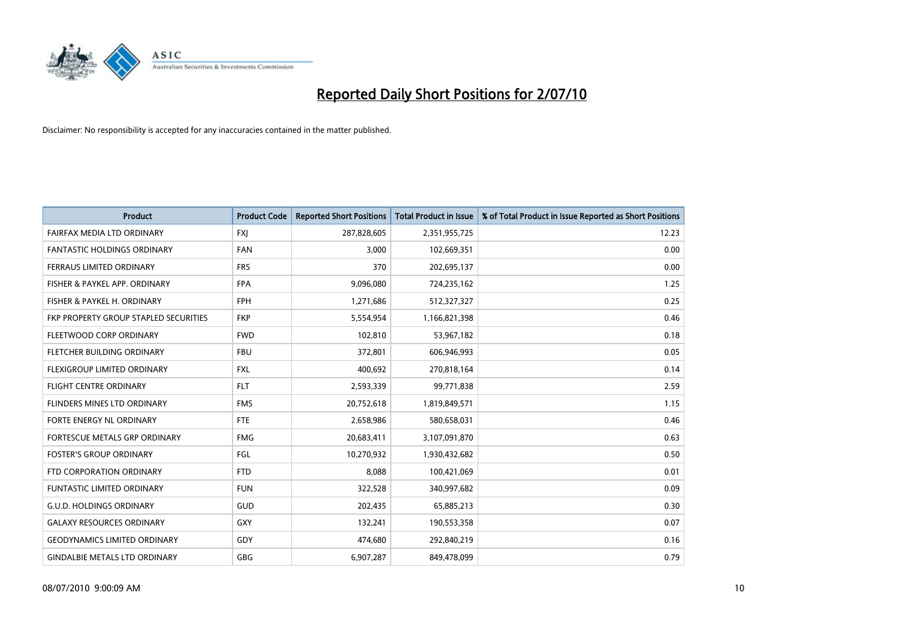# Reported Daily Short Positions for 2/07/10

Disclaimer: No responsibility is accepted for any inaccuracies contained in the matter published.

| Product | Product Code | Reported Short Positions | Total Product in Issue | % of Total Product in Issue Reported as Short Positions |
|---|---|---|---|---|
| FAIRFAX MEDIA LTD ORDINARY | FXJ | 287,828,605 | 2,351,955,725 | 12.23 |
| FANTASTIC HOLDINGS ORDINARY | FAN | 3,000 | 102,669,351 | 0.00 |
| FERRAUS LIMITED ORDINARY | FRS | 370 | 202,695,137 | 0.00 |
| FISHER & PAYKEL APP. ORDINARY | FPA | 9,096,080 | 724,235,162 | 1.25 |
| FISHER & PAYKEL H. ORDINARY | FPH | 1,271,686 | 512,327,327 | 0.25 |
| FKP PROPERTY GROUP STAPLED SECURITIES | FKP | 5,554,954 | 1,166,821,398 | 0.46 |
| FLEETWOOD CORP ORDINARY | FWD | 102,810 | 53,967,182 | 0.18 |
| FLETCHER BUILDING ORDINARY | FBU | 372,801 | 606,946,993 | 0.05 |
| FLEXIGROUP LIMITED ORDINARY | FXL | 400,692 | 270,818,164 | 0.14 |
| FLIGHT CENTRE ORDINARY | FLT | 2,593,339 | 99,771,838 | 2.59 |
| FLINDERS MINES LTD ORDINARY | FMS | 20,752,618 | 1,819,849,571 | 1.15 |
| FORTE ENERGY NL ORDINARY | FTE | 2,658,986 | 580,658,031 | 0.46 |
| FORTESCUE METALS GRP ORDINARY | FMG | 20,683,411 | 3,107,091,870 | 0.63 |
| FOSTER'S GROUP ORDINARY | FGL | 10,270,932 | 1,930,432,682 | 0.50 |
| FTD CORPORATION ORDINARY | FTD | 8,088 | 100,421,069 | 0.01 |
| FUNTASTIC LIMITED ORDINARY | FUN | 322,528 | 340,997,682 | 0.09 |
| G.U.D. HOLDINGS ORDINARY | GUD | 202,435 | 65,885,213 | 0.30 |
| GALAXY RESOURCES ORDINARY | GXY | 132,241 | 190,553,358 | 0.07 |
| GEODYNAMICS LIMITED ORDINARY | GDY | 474,680 | 292,840,219 | 0.16 |
| GINDALBIE METALS LTD ORDINARY | GBG | 6,907,287 | 849,478,099 | 0.79 |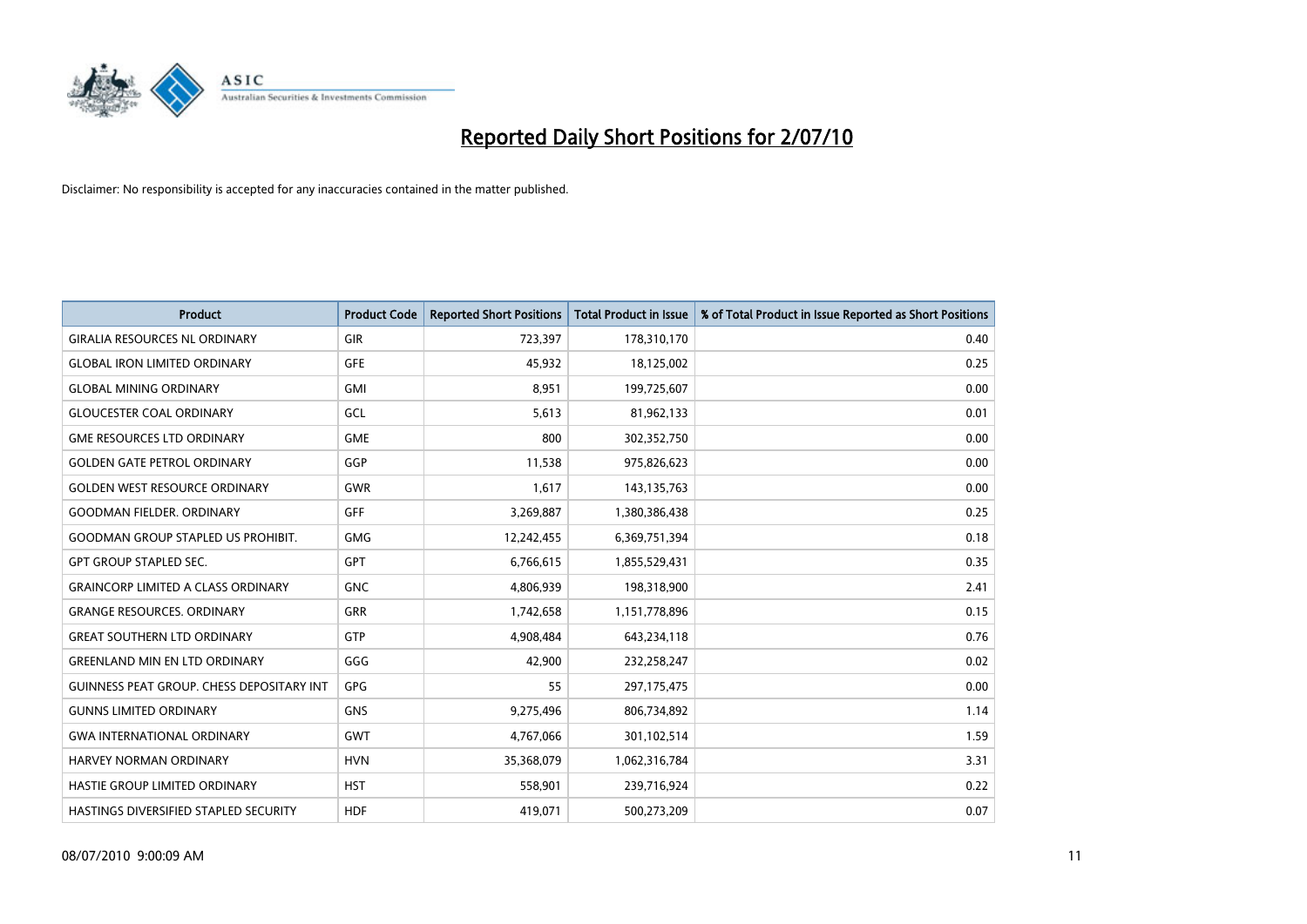# Reported Daily Short Positions for 2/07/10

Disclaimer: No responsibility is accepted for any inaccuracies contained in the matter published.

| Product | Product Code | Reported Short Positions | Total Product in Issue | % of Total Product in Issue Reported as Short Positions |
|---|---|---|---|---|
| GIRALIA RESOURCES NL ORDINARY | GIR | 723,397 | 178,310,170 | 0.40 |
| GLOBAL IRON LIMITED ORDINARY | GFE | 45,932 | 18,125,002 | 0.25 |
| GLOBAL MINING ORDINARY | GMI | 8,951 | 199,725,607 | 0.00 |
| GLOUCESTER COAL ORDINARY | GCL | 5,613 | 81,962,133 | 0.01 |
| GME RESOURCES LTD ORDINARY | GME | 800 | 302,352,750 | 0.00 |
| GOLDEN GATE PETROL ORDINARY | GGP | 11,538 | 975,826,623 | 0.00 |
| GOLDEN WEST RESOURCE ORDINARY | GWR | 1,617 | 143,135,763 | 0.00 |
| GOODMAN FIELDER. ORDINARY | GFF | 3,269,887 | 1,380,386,438 | 0.25 |
| GOODMAN GROUP STAPLED US PROHIBIT. | GMG | 12,242,455 | 6,369,751,394 | 0.18 |
| GPT GROUP STAPLED SEC. | GPT | 6,766,615 | 1,855,529,431 | 0.35 |
| GRAINCORP LIMITED A CLASS ORDINARY | GNC | 4,806,939 | 198,318,900 | 2.41 |
| GRANGE RESOURCES. ORDINARY | GRR | 1,742,658 | 1,151,778,896 | 0.15 |
| GREAT SOUTHERN LTD ORDINARY | GTP | 4,908,484 | 643,234,118 | 0.76 |
| GREENLAND MIN EN LTD ORDINARY | GGG | 42,900 | 232,258,247 | 0.02 |
| GUINNESS PEAT GROUP. CHESS DEPOSITARY INT | GPG | 55 | 297,175,475 | 0.00 |
| GUNNS LIMITED ORDINARY | GNS | 9,275,496 | 806,734,892 | 1.14 |
| GWA INTERNATIONAL ORDINARY | GWT | 4,767,066 | 301,102,514 | 1.59 |
| HARVEY NORMAN ORDINARY | HVN | 35,368,079 | 1,062,316,784 | 3.31 |
| HASTIE GROUP LIMITED ORDINARY | HST | 558,901 | 239,716,924 | 0.22 |
| HASTINGS DIVERSIFIED STAPLED SECURITY | HDF | 419,071 | 500,273,209 | 0.07 |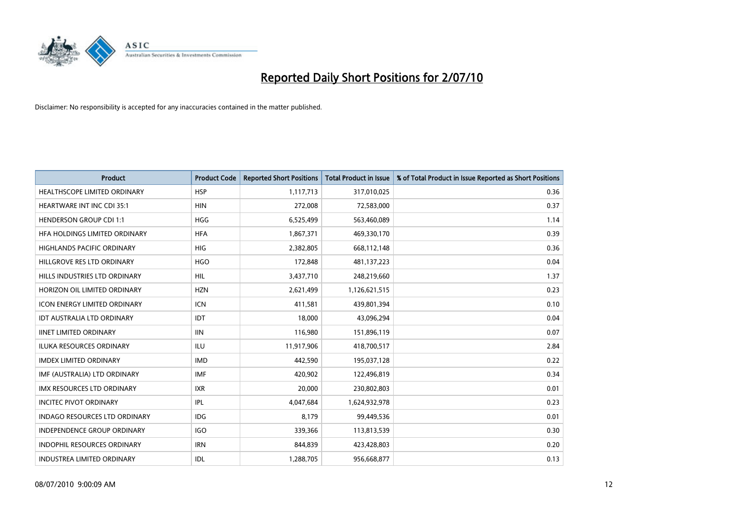# Reported Daily Short Positions for 2/07/10

Disclaimer: No responsibility is accepted for any inaccuracies contained in the matter published.

| Product | Product Code | Reported Short Positions | Total Product in Issue | % of Total Product in Issue Reported as Short Positions |
|---|---|---|---|---|
| HEALTHSCOPE LIMITED ORDINARY | HSP | 1,117,713 | 317,010,025 | 0.36 |
| HEARTWARE INT INC CDI 35:1 | HIN | 272,008 | 72,583,000 | 0.37 |
| HENDERSON GROUP CDI 1:1 | HGG | 6,525,499 | 563,460,089 | 1.14 |
| HFA HOLDINGS LIMITED ORDINARY | HFA | 1,867,371 | 469,330,170 | 0.39 |
| HIGHLANDS PACIFIC ORDINARY | HIG | 2,382,805 | 668,112,148 | 0.36 |
| HILLGROVE RES LTD ORDINARY | HGO | 172,848 | 481,137,223 | 0.04 |
| HILLS INDUSTRIES LTD ORDINARY | HIL | 3,437,710 | 248,219,660 | 1.37 |
| HORIZON OIL LIMITED ORDINARY | HZN | 2,621,499 | 1,126,621,515 | 0.23 |
| ICON ENERGY LIMITED ORDINARY | ICN | 411,581 | 439,801,394 | 0.10 |
| IDT AUSTRALIA LTD ORDINARY | IDT | 18,000 | 43,096,294 | 0.04 |
| IINET LIMITED ORDINARY | IIN | 116,980 | 151,896,119 | 0.07 |
| ILUKA RESOURCES ORDINARY | ILU | 11,917,906 | 418,700,517 | 2.84 |
| IMDEX LIMITED ORDINARY | IMD | 442,590 | 195,037,128 | 0.22 |
| IMF (AUSTRALIA) LTD ORDINARY | IMF | 420,902 | 122,496,819 | 0.34 |
| IMX RESOURCES LTD ORDINARY | IXR | 20,000 | 230,802,803 | 0.01 |
| INCITEC PIVOT ORDINARY | IPL | 4,047,684 | 1,624,932,978 | 0.23 |
| INDAGO RESOURCES LTD ORDINARY | IDG | 8,179 | 99,449,536 | 0.01 |
| INDEPENDENCE GROUP ORDINARY | IGO | 339,366 | 113,813,539 | 0.30 |
| INDOPHIL RESOURCES ORDINARY | IRN | 844,839 | 423,428,803 | 0.20 |
| INDUSTREA LIMITED ORDINARY | IDL | 1,288,705 | 956,668,877 | 0.13 |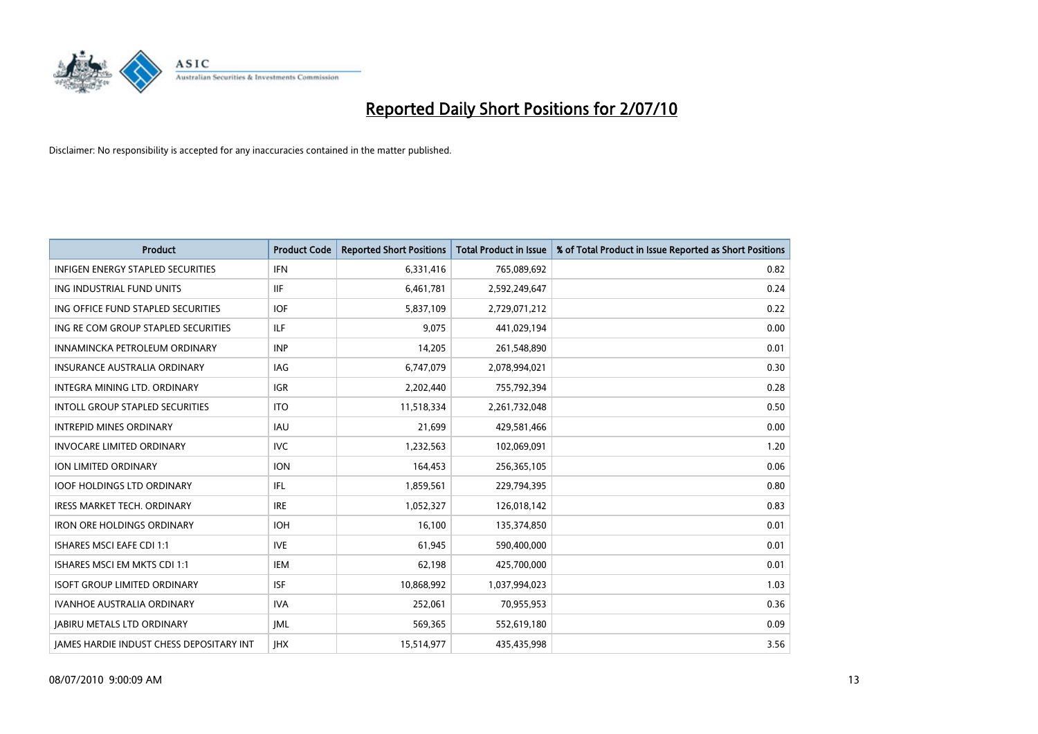# Reported Daily Short Positions for 2/07/10

Disclaimer: No responsibility is accepted for any inaccuracies contained in the matter published.

| Product | Product Code | Reported Short Positions | Total Product in Issue | % of Total Product in Issue Reported as Short Positions |
|---|---|---|---|---|
| INFIGEN ENERGY STAPLED SECURITIES | IFN | 6,331,416 | 765,089,692 | 0.82 |
| ING INDUSTRIAL FUND UNITS | IIF | 6,461,781 | 2,592,249,647 | 0.24 |
| ING OFFICE FUND STAPLED SECURITIES | IOF | 5,837,109 | 2,729,071,212 | 0.22 |
| ING RE COM GROUP STAPLED SECURITIES | ILF | 9,075 | 441,029,194 | 0.00 |
| INNAMINCKA PETROLEUM ORDINARY | INP | 14,205 | 261,548,890 | 0.01 |
| INSURANCE AUSTRALIA ORDINARY | IAG | 6,747,079 | 2,078,994,021 | 0.30 |
| INTEGRA MINING LTD. ORDINARY | IGR | 2,202,440 | 755,792,394 | 0.28 |
| INTOLL GROUP STAPLED SECURITIES | ITO | 11,518,334 | 2,261,732,048 | 0.50 |
| INTREPID MINES ORDINARY | IAU | 21,699 | 429,581,466 | 0.00 |
| INVOCARE LIMITED ORDINARY | IVC | 1,232,563 | 102,069,091 | 1.20 |
| ION LIMITED ORDINARY | ION | 164,453 | 256,365,105 | 0.06 |
| IOOF HOLDINGS LTD ORDINARY | IFL | 1,859,561 | 229,794,395 | 0.80 |
| IRESS MARKET TECH. ORDINARY | IRE | 1,052,327 | 126,018,142 | 0.83 |
| IRON ORE HOLDINGS ORDINARY | IOH | 16,100 | 135,374,850 | 0.01 |
| ISHARES MSCI EAFE CDI 1:1 | IVE | 61,945 | 590,400,000 | 0.01 |
| ISHARES MSCI EM MKTS CDI 1:1 | IEM | 62,198 | 425,700,000 | 0.01 |
| ISOFT GROUP LIMITED ORDINARY | ISF | 10,868,992 | 1,037,994,023 | 1.03 |
| IVANHOE AUSTRALIA ORDINARY | IVA | 252,061 | 70,955,953 | 0.36 |
| JABIRU METALS LTD ORDINARY | JML | 569,365 | 552,619,180 | 0.09 |
| JAMES HARDIE INDUST CHESS DEPOSITARY INT | JHX | 15,514,977 | 435,435,998 | 3.56 |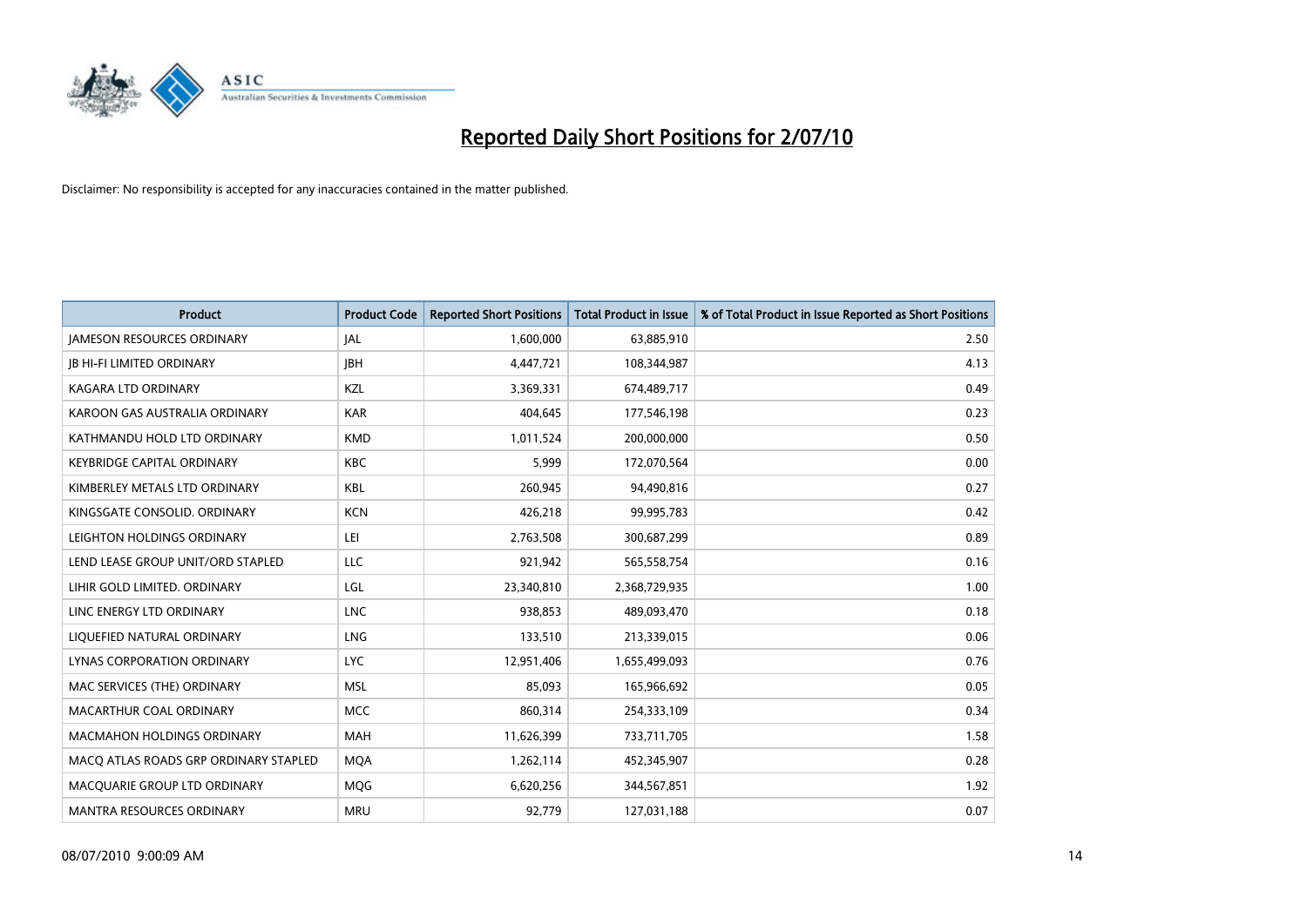# Reported Daily Short Positions for 2/07/10

Disclaimer: No responsibility is accepted for any inaccuracies contained in the matter published.

| Product | Product Code | Reported Short Positions | Total Product in Issue | % of Total Product in Issue Reported as Short Positions |
|---|---|---|---|---|
| JAMESON RESOURCES ORDINARY | JAL | 1,600,000 | 63,885,910 | 2.50 |
| JB HI-FI LIMITED ORDINARY | JBH | 4,447,721 | 108,344,987 | 4.13 |
| KAGARA LTD ORDINARY | KZL | 3,369,331 | 674,489,717 | 0.49 |
| KAROON GAS AUSTRALIA ORDINARY | KAR | 404,645 | 177,546,198 | 0.23 |
| KATHMANDU HOLD LTD ORDINARY | KMD | 1,011,524 | 200,000,000 | 0.50 |
| KEYBRIDGE CAPITAL ORDINARY | KBC | 5,999 | 172,070,564 | 0.00 |
| KIMBERLEY METALS LTD ORDINARY | KBL | 260,945 | 94,490,816 | 0.27 |
| KINGSGATE CONSOLID. ORDINARY | KCN | 426,218 | 99,995,783 | 0.42 |
| LEIGHTON HOLDINGS ORDINARY | LEI | 2,763,508 | 300,687,299 | 0.89 |
| LEND LEASE GROUP UNIT/ORD STAPLED | LLC | 921,942 | 565,558,754 | 0.16 |
| LIHIR GOLD LIMITED. ORDINARY | LGL | 23,340,810 | 2,368,729,935 | 1.00 |
| LINC ENERGY LTD ORDINARY | LNC | 938,853 | 489,093,470 | 0.18 |
| LIQUEFIED NATURAL ORDINARY | LNG | 133,510 | 213,339,015 | 0.06 |
| LYNAS CORPORATION ORDINARY | LYC | 12,951,406 | 1,655,499,093 | 0.76 |
| MAC SERVICES (THE) ORDINARY | MSL | 85,093 | 165,966,692 | 0.05 |
| MACARTHUR COAL ORDINARY | MCC | 860,314 | 254,333,109 | 0.34 |
| MACMAHON HOLDINGS ORDINARY | MAH | 11,626,399 | 733,711,705 | 1.58 |
| MACQ ATLAS ROADS GRP ORDINARY STAPLED | MQA | 1,262,114 | 452,345,907 | 0.28 |
| MACQUARIE GROUP LTD ORDINARY | MQG | 6,620,256 | 344,567,851 | 1.92 |
| MANTRA RESOURCES ORDINARY | MRU | 92,779 | 127,031,188 | 0.07 |

08/07/2010 9:00:09 AM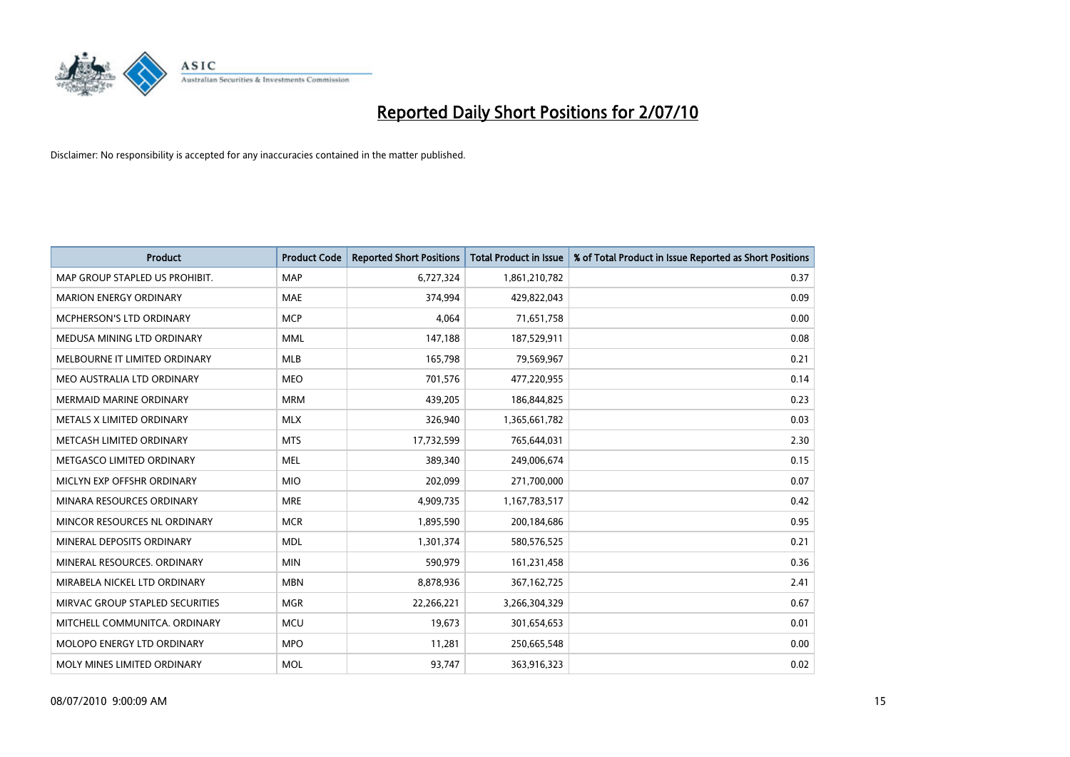# Reported Daily Short Positions for 2/07/10

Disclaimer: No responsibility is accepted for any inaccuracies contained in the matter published.

| Product | Product Code | Reported Short Positions | Total Product in Issue | % of Total Product in Issue Reported as Short Positions |
| --- | --- | --- | --- | --- |
| MAP GROUP STAPLED US PROHIBIT. | MAP | 6,727,324 | 1,861,210,782 | 0.37 |
| MARION ENERGY ORDINARY | MAE | 374,994 | 429,822,043 | 0.09 |
| MCPHERSON'S LTD ORDINARY | MCP | 4,064 | 71,651,758 | 0.00 |
| MEDUSA MINING LTD ORDINARY | MML | 147,188 | 187,529,911 | 0.08 |
| MELBOURNE IT LIMITED ORDINARY | MLB | 165,798 | 79,569,967 | 0.21 |
| MEO AUSTRALIA LTD ORDINARY | MEO | 701,576 | 477,220,955 | 0.14 |
| MERMAID MARINE ORDINARY | MRM | 439,205 | 186,844,825 | 0.23 |
| METALS X LIMITED ORDINARY | MLX | 326,940 | 1,365,661,782 | 0.03 |
| METCASH LIMITED ORDINARY | MTS | 17,732,599 | 765,644,031 | 2.30 |
| METGASCO LIMITED ORDINARY | MEL | 389,340 | 249,006,674 | 0.15 |
| MICLYN EXP OFFSHR ORDINARY | MIO | 202,099 | 271,700,000 | 0.07 |
| MINARA RESOURCES ORDINARY | MRE | 4,909,735 | 1,167,783,517 | 0.42 |
| MINCOR RESOURCES NL ORDINARY | MCR | 1,895,590 | 200,184,686 | 0.95 |
| MINERAL DEPOSITS ORDINARY | MDL | 1,301,374 | 580,576,525 | 0.21 |
| MINERAL RESOURCES. ORDINARY | MIN | 590,979 | 161,231,458 | 0.36 |
| MIRABELA NICKEL LTD ORDINARY | MBN | 8,878,936 | 367,162,725 | 2.41 |
| MIRVAC GROUP STAPLED SECURITIES | MGR | 22,266,221 | 3,266,304,329 | 0.67 |
| MITCHELL COMMUNITCA. ORDINARY | MCU | 19,673 | 301,654,653 | 0.01 |
| MOLOPO ENERGY LTD ORDINARY | MPO | 11,281 | 250,665,548 | 0.00 |
| MOLY MINES LIMITED ORDINARY | MOL | 93,747 | 363,916,323 | 0.02 |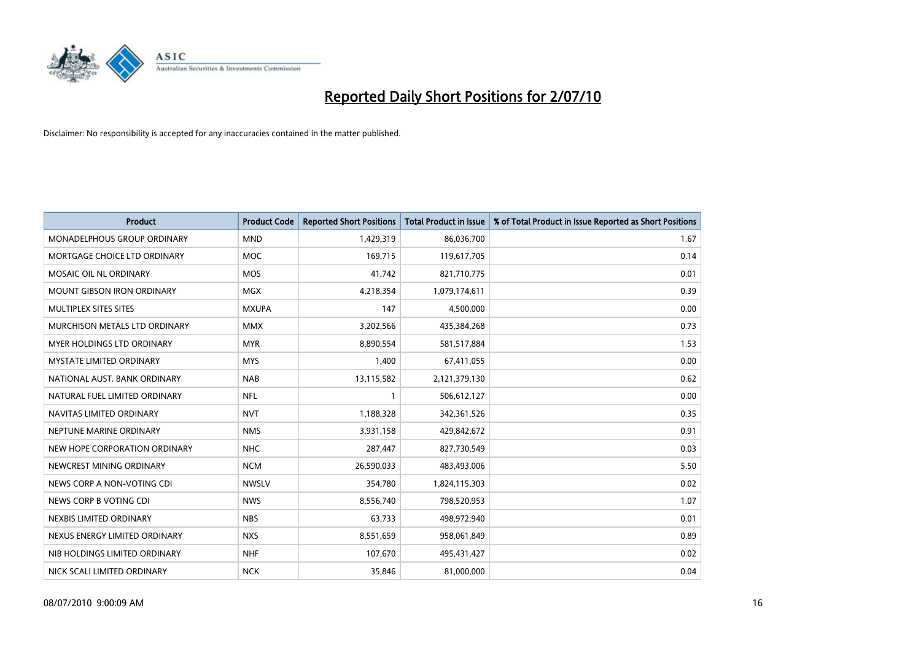# Reported Daily Short Positions for 2/07/10

Disclaimer: No responsibility is accepted for any inaccuracies contained in the matter published.

| Product | Product Code | Reported Short Positions | Total Product in Issue | % of Total Product in Issue Reported as Short Positions |
|---|---|---|---|---|
| MONADELPHOUS GROUP ORDINARY | MND | 1,429,319 | 86,036,700 | 1.67 |
| MORTGAGE CHOICE LTD ORDINARY | MOC | 169,715 | 119,617,705 | 0.14 |
| MOSAIC OIL NL ORDINARY | MOS | 41,742 | 821,710,775 | 0.01 |
| MOUNT GIBSON IRON ORDINARY | MGX | 4,218,354 | 1,079,174,611 | 0.39 |
| MULTIPLEX SITES SITES | MXUPA | 147 | 4,500,000 | 0.00 |
| MURCHISON METALS LTD ORDINARY | MMX | 3,202,566 | 435,384,268 | 0.73 |
| MYER HOLDINGS LTD ORDINARY | MYR | 8,890,554 | 581,517,884 | 1.53 |
| MYSTATE LIMITED ORDINARY | MYS | 1,400 | 67,411,055 | 0.00 |
| NATIONAL AUST. BANK ORDINARY | NAB | 13,115,582 | 2,121,379,130 | 0.62 |
| NATURAL FUEL LIMITED ORDINARY | NFL | 1 | 506,612,127 | 0.00 |
| NAVITAS LIMITED ORDINARY | NVT | 1,188,328 | 342,361,526 | 0.35 |
| NEPTUNE MARINE ORDINARY | NMS | 3,931,158 | 429,842,672 | 0.91 |
| NEW HOPE CORPORATION ORDINARY | NHC | 287,447 | 827,730,549 | 0.03 |
| NEWCREST MINING ORDINARY | NCM | 26,590,033 | 483,493,006 | 5.50 |
| NEWS CORP A NON-VOTING CDI | NWSLV | 354,780 | 1,824,115,303 | 0.02 |
| NEWS CORP B VOTING CDI | NWS | 8,556,740 | 798,520,953 | 1.07 |
| NEXBIS LIMITED ORDINARY | NBS | 63,733 | 498,972,940 | 0.01 |
| NEXUS ENERGY LIMITED ORDINARY | NXS | 8,551,659 | 958,061,849 | 0.89 |
| NIB HOLDINGS LIMITED ORDINARY | NHF | 107,670 | 495,431,427 | 0.02 |
| NICK SCALI LIMITED ORDINARY | NCK | 35,846 | 81,000,000 | 0.04 |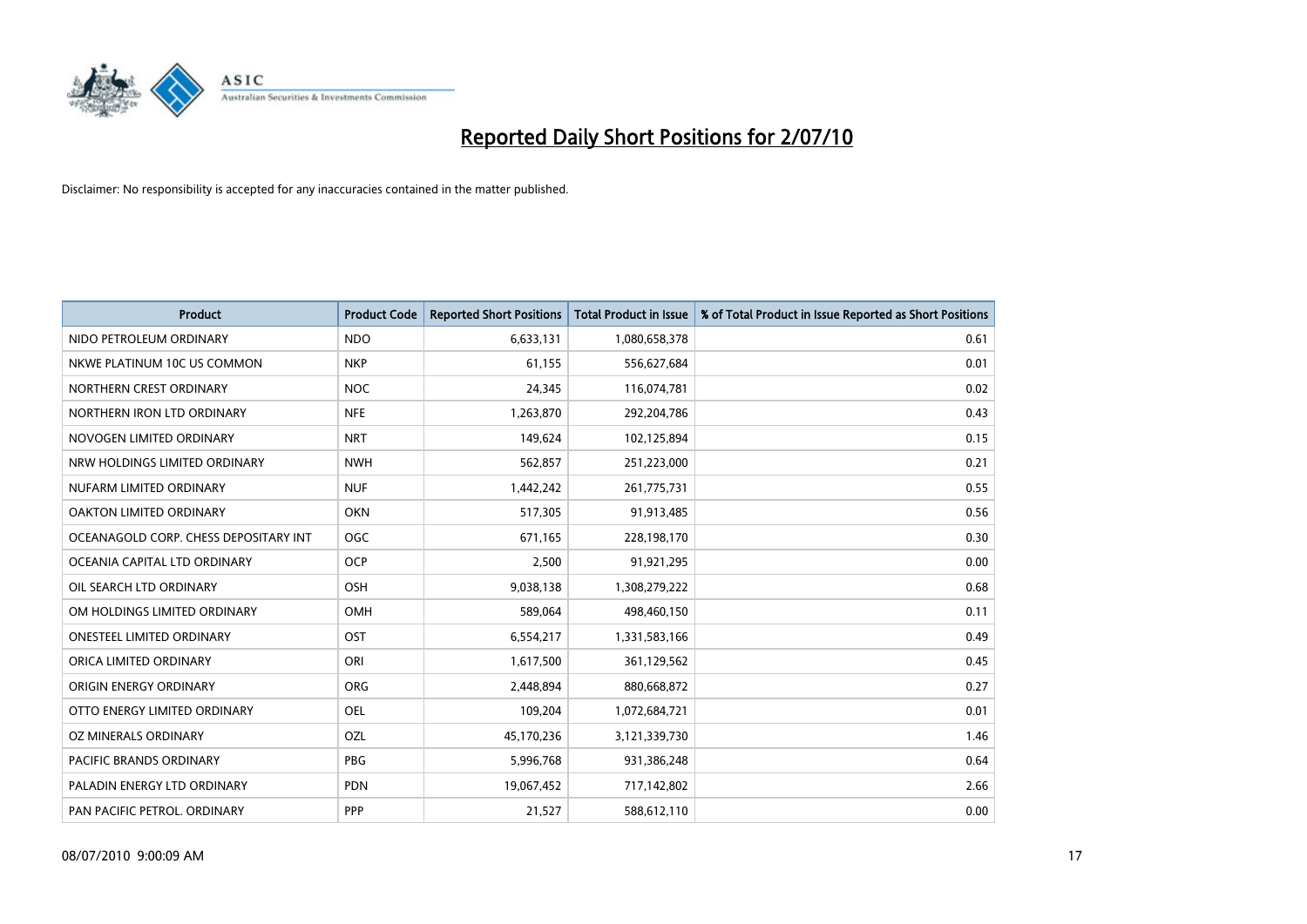# Reported Daily Short Positions for 2/07/10

Disclaimer: No responsibility is accepted for any inaccuracies contained in the matter published.

| Product | Product Code | Reported Short Positions | Total Product in Issue | % of Total Product in Issue Reported as Short Positions |
|---|---|---|---|---|
| NIDO PETROLEUM ORDINARY | NDO | 6,633,131 | 1,080,658,378 | 0.61 |
| NKWE PLATINUM 10C US COMMON | NKP | 61,155 | 556,627,684 | 0.01 |
| NORTHERN CREST ORDINARY | NOC | 24,345 | 116,074,781 | 0.02 |
| NORTHERN IRON LTD ORDINARY | NFE | 1,263,870 | 292,204,786 | 0.43 |
| NOVOGEN LIMITED ORDINARY | NRT | 149,624 | 102,125,894 | 0.15 |
| NRW HOLDINGS LIMITED ORDINARY | NWH | 562,857 | 251,223,000 | 0.21 |
| NUFARM LIMITED ORDINARY | NUF | 1,442,242 | 261,775,731 | 0.55 |
| OAKTON LIMITED ORDINARY | OKN | 517,305 | 91,913,485 | 0.56 |
| OCEANAGOLD CORP. CHESS DEPOSITARY INT | OGC | 671,165 | 228,198,170 | 0.30 |
| OCEANIA CAPITAL LTD ORDINARY | OCP | 2,500 | 91,921,295 | 0.00 |
| OIL SEARCH LTD ORDINARY | OSH | 9,038,138 | 1,308,279,222 | 0.68 |
| OM HOLDINGS LIMITED ORDINARY | OMH | 589,064 | 498,460,150 | 0.11 |
| ONESTEEL LIMITED ORDINARY | OST | 6,554,217 | 1,331,583,166 | 0.49 |
| ORICA LIMITED ORDINARY | ORI | 1,617,500 | 361,129,562 | 0.45 |
| ORIGIN ENERGY ORDINARY | ORG | 2,448,894 | 880,668,872 | 0.27 |
| OTTO ENERGY LIMITED ORDINARY | OEL | 109,204 | 1,072,684,721 | 0.01 |
| OZ MINERALS ORDINARY | OZL | 45,170,236 | 3,121,339,730 | 1.46 |
| PACIFIC BRANDS ORDINARY | PBG | 5,996,768 | 931,386,248 | 0.64 |
| PALADIN ENERGY LTD ORDINARY | PDN | 19,067,452 | 717,142,802 | 2.66 |
| PAN PACIFIC PETROL. ORDINARY | PPP | 21,527 | 588,612,110 | 0.00 |

08/07/2010 9:00:09 AM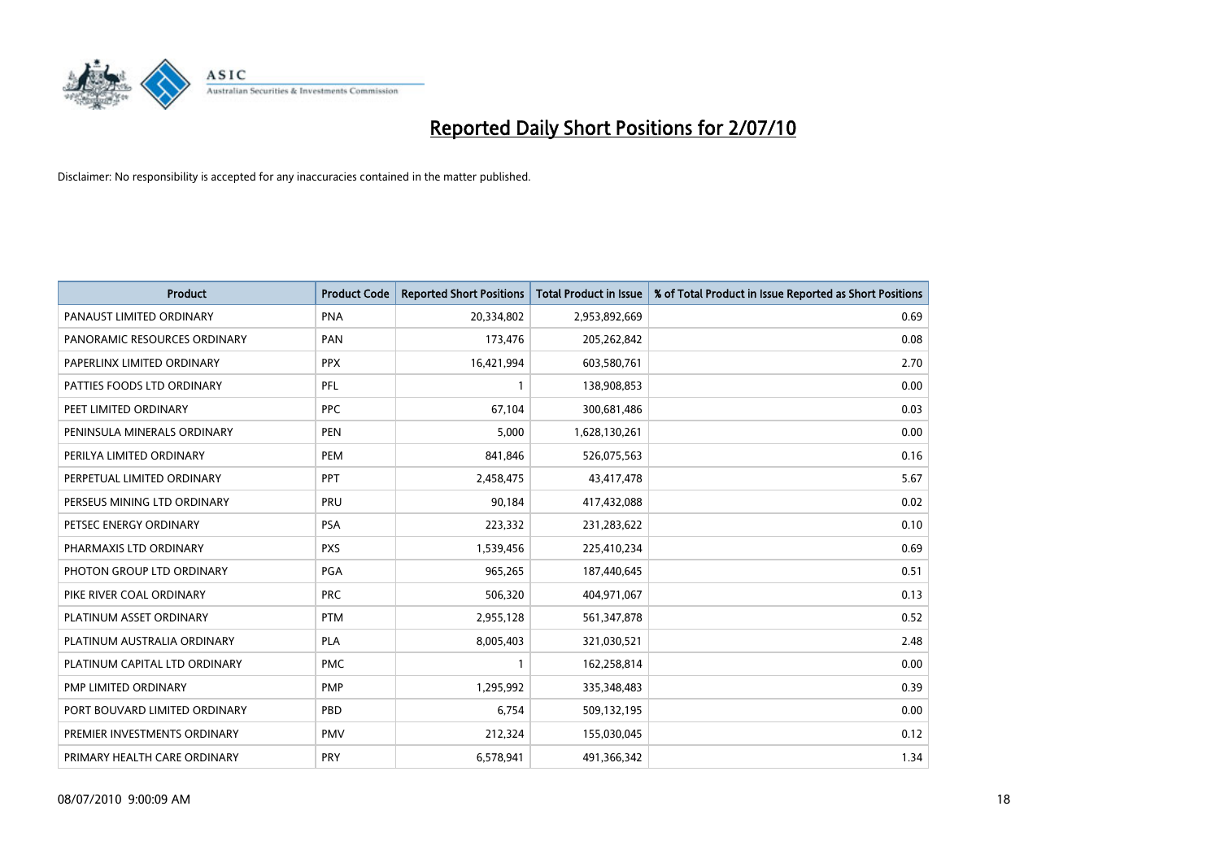# Reported Daily Short Positions for 2/07/10

Disclaimer: No responsibility is accepted for any inaccuracies contained in the matter published.

| Product | Product Code | Reported Short Positions | Total Product in Issue | % of Total Product in Issue Reported as Short Positions |
|---|---|---|---|---|
| PANAUST LIMITED ORDINARY | PNA | 20,334,802 | 2,953,892,669 | 0.69 |
| PANORAMIC RESOURCES ORDINARY | PAN | 173,476 | 205,262,842 | 0.08 |
| PAPERLINX LIMITED ORDINARY | PPX | 16,421,994 | 603,580,761 | 2.70 |
| PATTIES FOODS LTD ORDINARY | PFL | 1 | 138,908,853 | 0.00 |
| PEET LIMITED ORDINARY | PPC | 67,104 | 300,681,486 | 0.03 |
| PENINSULA MINERALS ORDINARY | PEN | 5,000 | 1,628,130,261 | 0.00 |
| PERILYA LIMITED ORDINARY | PEM | 841,846 | 526,075,563 | 0.16 |
| PERPETUAL LIMITED ORDINARY | PPT | 2,458,475 | 43,417,478 | 5.67 |
| PERSEUS MINING LTD ORDINARY | PRU | 90,184 | 417,432,088 | 0.02 |
| PETSEC ENERGY ORDINARY | PSA | 223,332 | 231,283,622 | 0.10 |
| PHARMAXIS LTD ORDINARY | PXS | 1,539,456 | 225,410,234 | 0.69 |
| PHOTON GROUP LTD ORDINARY | PGA | 965,265 | 187,440,645 | 0.51 |
| PIKE RIVER COAL ORDINARY | PRC | 506,320 | 404,971,067 | 0.13 |
| PLATINUM ASSET ORDINARY | PTM | 2,955,128 | 561,347,878 | 0.52 |
| PLATINUM AUSTRALIA ORDINARY | PLA | 8,005,403 | 321,030,521 | 2.48 |
| PLATINUM CAPITAL LTD ORDINARY | PMC | 1 | 162,258,814 | 0.00 |
| PMP LIMITED ORDINARY | PMP | 1,295,992 | 335,348,483 | 0.39 |
| PORT BOUVARD LIMITED ORDINARY | PBD | 6,754 | 509,132,195 | 0.00 |
| PREMIER INVESTMENTS ORDINARY | PMV | 212,324 | 155,030,045 | 0.12 |
| PRIMARY HEALTH CARE ORDINARY | PRY | 6,578,941 | 491,366,342 | 1.34 |

08/07/2010 9:00:09 AM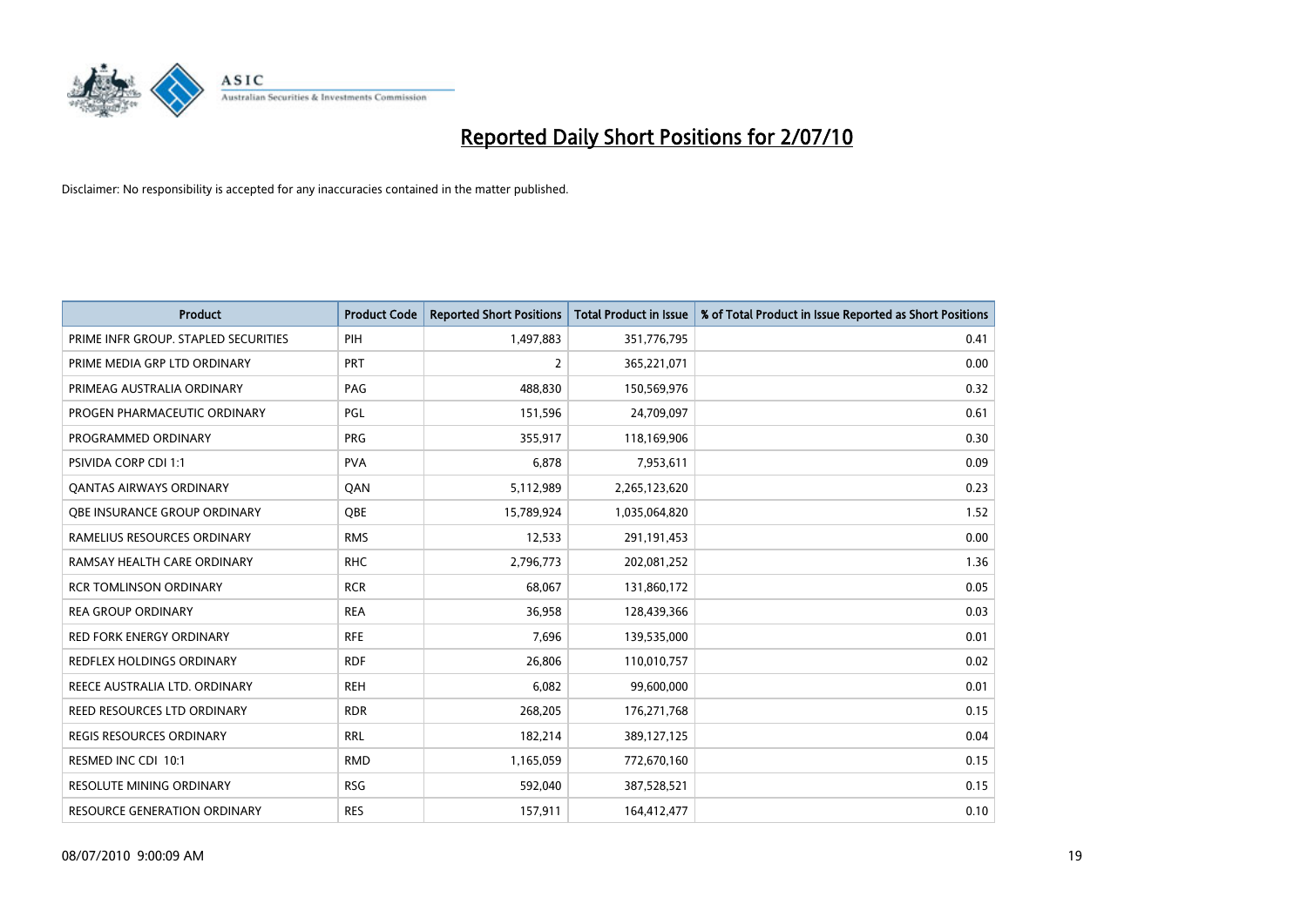# Reported Daily Short Positions for 2/07/10

Disclaimer: No responsibility is accepted for any inaccuracies contained in the matter published.

| Product | Product Code | Reported Short Positions | Total Product in Issue | % of Total Product in Issue Reported as Short Positions |
|---|---|---|---|---|
| PRIME INFR GROUP. STAPLED SECURITIES | PIH | 1,497,883 | 351,776,795 | 0.41 |
| PRIME MEDIA GRP LTD ORDINARY | PRT | 2 | 365,221,071 | 0.00 |
| PRIMEAG AUSTRALIA ORDINARY | PAG | 488,830 | 150,569,976 | 0.32 |
| PROGEN PHARMACEUTIC ORDINARY | PGL | 151,596 | 24,709,097 | 0.61 |
| PROGRAMMED ORDINARY | PRG | 355,917 | 118,169,906 | 0.30 |
| PSIVIDA CORP CDI 1:1 | PVA | 6,878 | 7,953,611 | 0.09 |
| QANTAS AIRWAYS ORDINARY | QAN | 5,112,989 | 2,265,123,620 | 0.23 |
| QBE INSURANCE GROUP ORDINARY | QBE | 15,789,924 | 1,035,064,820 | 1.52 |
| RAMELIUS RESOURCES ORDINARY | RMS | 12,533 | 291,191,453 | 0.00 |
| RAMSAY HEALTH CARE ORDINARY | RHC | 2,796,773 | 202,081,252 | 1.36 |
| RCR TOMLINSON ORDINARY | RCR | 68,067 | 131,860,172 | 0.05 |
| REA GROUP ORDINARY | REA | 36,958 | 128,439,366 | 0.03 |
| RED FORK ENERGY ORDINARY | RFE | 7,696 | 139,535,000 | 0.01 |
| REDFLEX HOLDINGS ORDINARY | RDF | 26,806 | 110,010,757 | 0.02 |
| REECE AUSTRALIA LTD. ORDINARY | REH | 6,082 | 99,600,000 | 0.01 |
| REED RESOURCES LTD ORDINARY | RDR | 268,205 | 176,271,768 | 0.15 |
| REGIS RESOURCES ORDINARY | RRL | 182,214 | 389,127,125 | 0.04 |
| RESMED INC CDI 10:1 | RMD | 1,165,059 | 772,670,160 | 0.15 |
| RESOLUTE MINING ORDINARY | RSG | 592,040 | 387,528,521 | 0.15 |
| RESOURCE GENERATION ORDINARY | RES | 157,911 | 164,412,477 | 0.10 |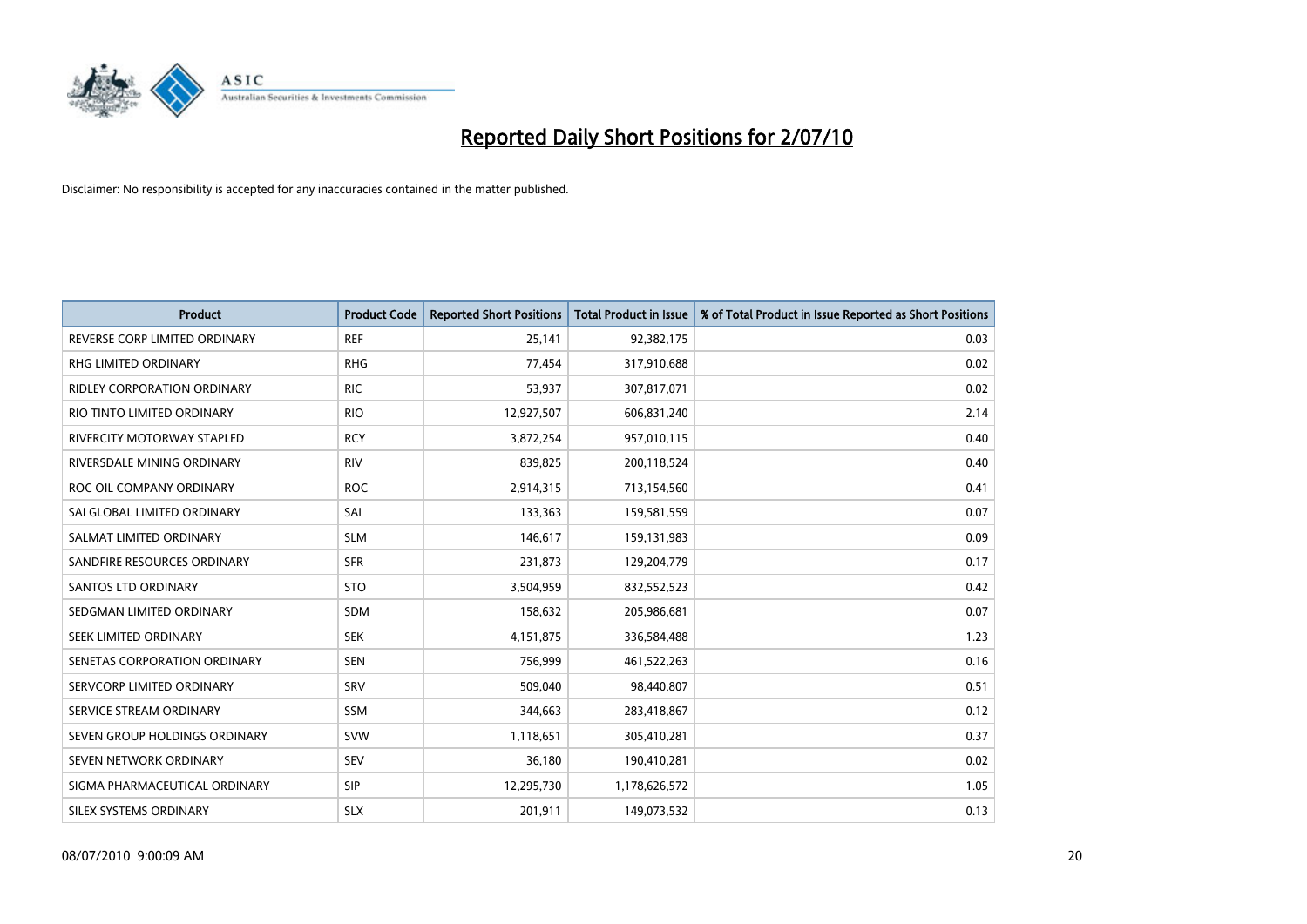# Reported Daily Short Positions for 2/07/10

Disclaimer: No responsibility is accepted for any inaccuracies contained in the matter published.

| Product | Product Code | Reported Short Positions | Total Product in Issue | % of Total Product in Issue Reported as Short Positions |
|---|---|---|---|---|
| REVERSE CORP LIMITED ORDINARY | REF | 25,141 | 92,382,175 | 0.03 |
| RHG LIMITED ORDINARY | RHG | 77,454 | 317,910,688 | 0.02 |
| RIDLEY CORPORATION ORDINARY | RIC | 53,937 | 307,817,071 | 0.02 |
| RIO TINTO LIMITED ORDINARY | RIO | 12,927,507 | 606,831,240 | 2.14 |
| RIVERCITY MOTORWAY STAPLED | RCY | 3,872,254 | 957,010,115 | 0.40 |
| RIVERSDALE MINING ORDINARY | RIV | 839,825 | 200,118,524 | 0.40 |
| ROC OIL COMPANY ORDINARY | ROC | 2,914,315 | 713,154,560 | 0.41 |
| SAI GLOBAL LIMITED ORDINARY | SAI | 133,363 | 159,581,559 | 0.07 |
| SALMAT LIMITED ORDINARY | SLM | 146,617 | 159,131,983 | 0.09 |
| SANDFIRE RESOURCES ORDINARY | SFR | 231,873 | 129,204,779 | 0.17 |
| SANTOS LTD ORDINARY | STO | 3,504,959 | 832,552,523 | 0.42 |
| SEDGMAN LIMITED ORDINARY | SDM | 158,632 | 205,986,681 | 0.07 |
| SEEK LIMITED ORDINARY | SEK | 4,151,875 | 336,584,488 | 1.23 |
| SENETAS CORPORATION ORDINARY | SEN | 756,999 | 461,522,263 | 0.16 |
| SERVCORP LIMITED ORDINARY | SRV | 509,040 | 98,440,807 | 0.51 |
| SERVICE STREAM ORDINARY | SSM | 344,663 | 283,418,867 | 0.12 |
| SEVEN GROUP HOLDINGS ORDINARY | SVW | 1,118,651 | 305,410,281 | 0.37 |
| SEVEN NETWORK ORDINARY | SEV | 36,180 | 190,410,281 | 0.02 |
| SIGMA PHARMACEUTICAL ORDINARY | SIP | 12,295,730 | 1,178,626,572 | 1.05 |
| SILEX SYSTEMS ORDINARY | SLX | 201,911 | 149,073,532 | 0.13 |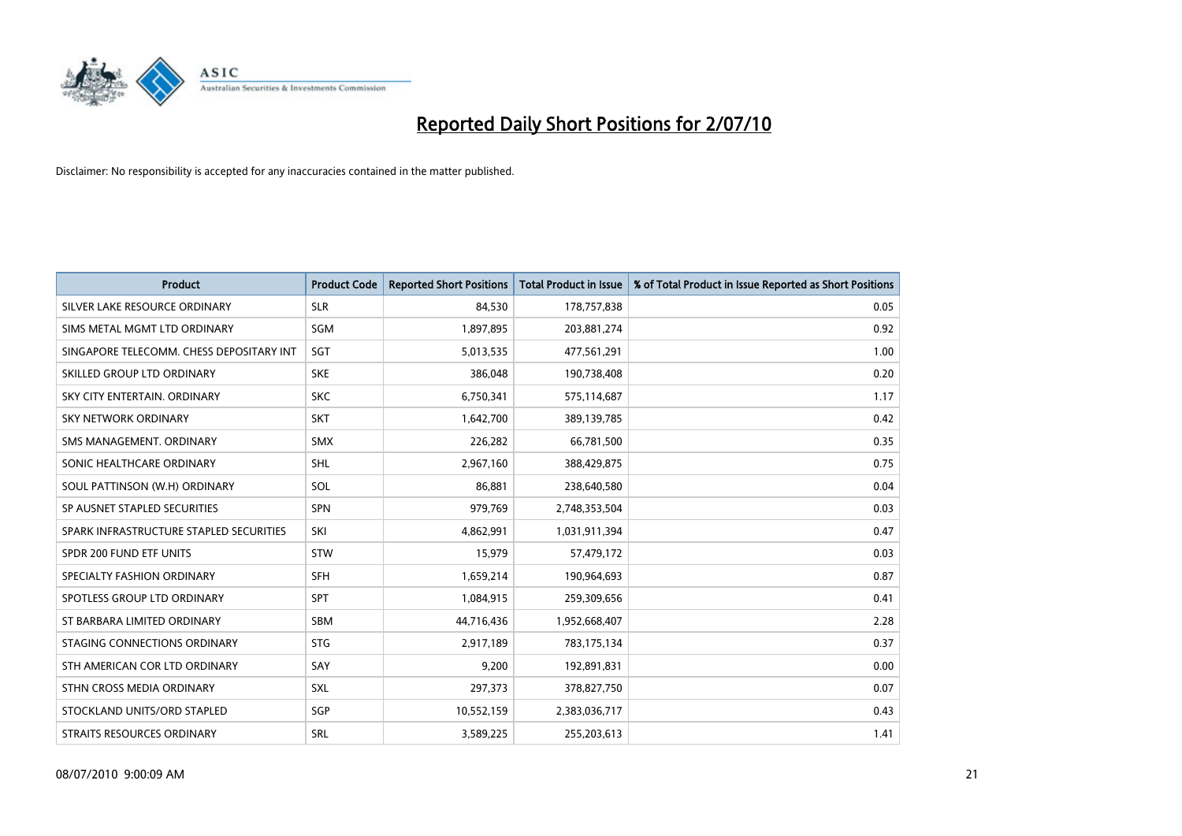# Reported Daily Short Positions for 2/07/10

Disclaimer: No responsibility is accepted for any inaccuracies contained in the matter published.

| Product | Product Code | Reported Short Positions | Total Product in Issue | % of Total Product in Issue Reported as Short Positions |
|---|---|---|---|---|
| SILVER LAKE RESOURCE ORDINARY | SLR | 84,530 | 178,757,838 | 0.05 |
| SIMS METAL MGMT LTD ORDINARY | SGM | 1,897,895 | 203,881,274 | 0.92 |
| SINGAPORE TELECOMM. CHESS DEPOSITARY INT | SGT | 5,013,535 | 477,561,291 | 1.00 |
| SKILLED GROUP LTD ORDINARY | SKE | 386,048 | 190,738,408 | 0.20 |
| SKY CITY ENTERTAIN. ORDINARY | SKC | 6,750,341 | 575,114,687 | 1.17 |
| SKY NETWORK ORDINARY | SKT | 1,642,700 | 389,139,785 | 0.42 |
| SMS MANAGEMENT. ORDINARY | SMX | 226,282 | 66,781,500 | 0.35 |
| SONIC HEALTHCARE ORDINARY | SHL | 2,967,160 | 388,429,875 | 0.75 |
| SOUL PATTINSON (W.H) ORDINARY | SOL | 86,881 | 238,640,580 | 0.04 |
| SP AUSNET STAPLED SECURITIES | SPN | 979,769 | 2,748,353,504 | 0.03 |
| SPARK INFRASTRUCTURE STAPLED SECURITIES | SKI | 4,862,991 | 1,031,911,394 | 0.47 |
| SPDR 200 FUND ETF UNITS | STW | 15,979 | 57,479,172 | 0.03 |
| SPECIALTY FASHION ORDINARY | SFH | 1,659,214 | 190,964,693 | 0.87 |
| SPOTLESS GROUP LTD ORDINARY | SPT | 1,084,915 | 259,309,656 | 0.41 |
| ST BARBARA LIMITED ORDINARY | SBM | 44,716,436 | 1,952,668,407 | 2.28 |
| STAGING CONNECTIONS ORDINARY | STG | 2,917,189 | 783,175,134 | 0.37 |
| STH AMERICAN COR LTD ORDINARY | SAY | 9,200 | 192,891,831 | 0.00 |
| STHN CROSS MEDIA ORDINARY | SXL | 297,373 | 378,827,750 | 0.07 |
| STOCKLAND UNITS/ORD STAPLED | SGP | 10,552,159 | 2,383,036,717 | 0.43 |
| STRAITS RESOURCES ORDINARY | SRL | 3,589,225 | 255,203,613 | 1.41 |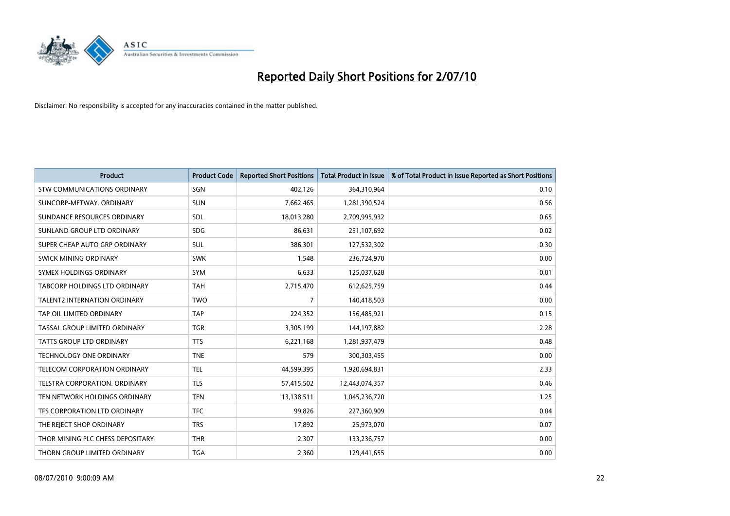# Reported Daily Short Positions for 2/07/10

Disclaimer: No responsibility is accepted for any inaccuracies contained in the matter published.

| Product | Product Code | Reported Short Positions | Total Product in Issue | % of Total Product in Issue Reported as Short Positions |
|---|---|---|---|---|
| STW COMMUNICATIONS ORDINARY | SGN | 402,126 | 364,310,964 | 0.10 |
| SUNCORP-METWAY. ORDINARY | SUN | 7,662,465 | 1,281,390,524 | 0.56 |
| SUNDANCE RESOURCES ORDINARY | SDL | 18,013,280 | 2,709,995,932 | 0.65 |
| SUNLAND GROUP LTD ORDINARY | SDG | 86,631 | 251,107,692 | 0.02 |
| SUPER CHEAP AUTO GRP ORDINARY | SUL | 386,301 | 127,532,302 | 0.30 |
| SWICK MINING ORDINARY | SWK | 1,548 | 236,724,970 | 0.00 |
| SYMEX HOLDINGS ORDINARY | SYM | 6,633 | 125,037,628 | 0.01 |
| TABCORP HOLDINGS LTD ORDINARY | TAH | 2,715,470 | 612,625,759 | 0.44 |
| TALENT2 INTERNATION ORDINARY | TWO | 7 | 140,418,503 | 0.00 |
| TAP OIL LIMITED ORDINARY | TAP | 224,352 | 156,485,921 | 0.15 |
| TASSAL GROUP LIMITED ORDINARY | TGR | 3,305,199 | 144,197,882 | 2.28 |
| TATTS GROUP LTD ORDINARY | TTS | 6,221,168 | 1,281,937,479 | 0.48 |
| TECHNOLOGY ONE ORDINARY | TNE | 579 | 300,303,455 | 0.00 |
| TELECOM CORPORATION ORDINARY | TEL | 44,599,395 | 1,920,694,831 | 2.33 |
| TELSTRA CORPORATION. ORDINARY | TLS | 57,415,502 | 12,443,074,357 | 0.46 |
| TEN NETWORK HOLDINGS ORDINARY | TEN | 13,138,511 | 1,045,236,720 | 1.25 |
| TFS CORPORATION LTD ORDINARY | TFC | 99,826 | 227,360,909 | 0.04 |
| THE REJECT SHOP ORDINARY | TRS | 17,892 | 25,973,070 | 0.07 |
| THOR MINING PLC CHESS DEPOSITARY | THR | 2,307 | 133,236,757 | 0.00 |
| THORN GROUP LIMITED ORDINARY | TGA | 2,360 | 129,441,655 | 0.00 |

08/07/2010 9:00:09 AM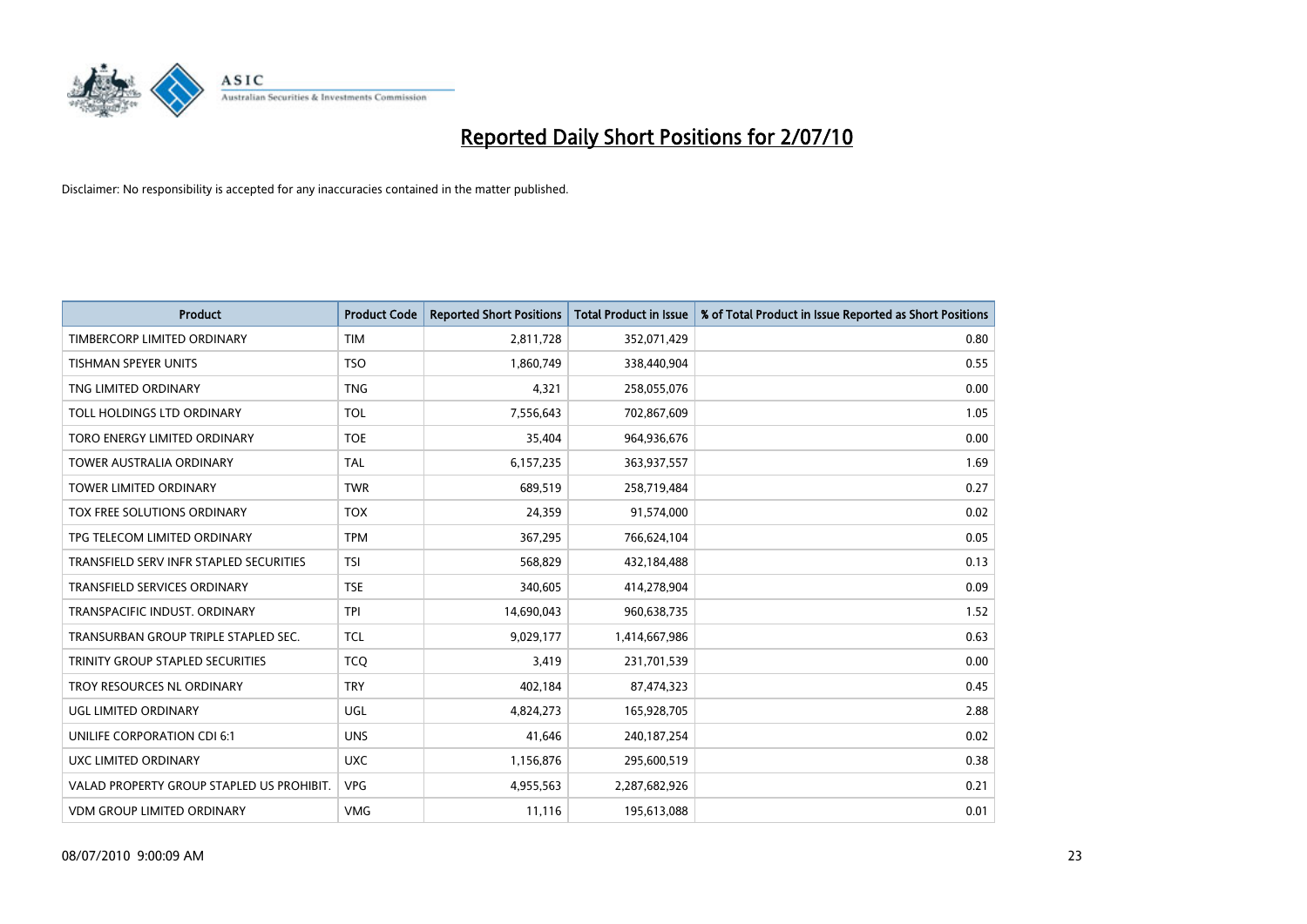# Reported Daily Short Positions for 2/07/10

Disclaimer: No responsibility is accepted for any inaccuracies contained in the matter published.

| Product | Product Code | Reported Short Positions | Total Product in Issue | % of Total Product in Issue Reported as Short Positions |
|---|---|---|---|---|
| TIMBERCORP LIMITED ORDINARY | TIM | 2,811,728 | 352,071,429 | 0.80 |
| TISHMAN SPEYER UNITS | TSO | 1,860,749 | 338,440,904 | 0.55 |
| TNG LIMITED ORDINARY | TNG | 4,321 | 258,055,076 | 0.00 |
| TOLL HOLDINGS LTD ORDINARY | TOL | 7,556,643 | 702,867,609 | 1.05 |
| TORO ENERGY LIMITED ORDINARY | TOE | 35,404 | 964,936,676 | 0.00 |
| TOWER AUSTRALIA ORDINARY | TAL | 6,157,235 | 363,937,557 | 1.69 |
| TOWER LIMITED ORDINARY | TWR | 689,519 | 258,719,484 | 0.27 |
| TOX FREE SOLUTIONS ORDINARY | TOX | 24,359 | 91,574,000 | 0.02 |
| TPG TELECOM LIMITED ORDINARY | TPM | 367,295 | 766,624,104 | 0.05 |
| TRANSFIELD SERV INFR STAPLED SECURITIES | TSI | 568,829 | 432,184,488 | 0.13 |
| TRANSFIELD SERVICES ORDINARY | TSE | 340,605 | 414,278,904 | 0.09 |
| TRANSPACIFIC INDUST. ORDINARY | TPI | 14,690,043 | 960,638,735 | 1.52 |
| TRANSURBAN GROUP TRIPLE STAPLED SEC. | TCL | 9,029,177 | 1,414,667,986 | 0.63 |
| TRINITY GROUP STAPLED SECURITIES | TCQ | 3,419 | 231,701,539 | 0.00 |
| TROY RESOURCES NL ORDINARY | TRY | 402,184 | 87,474,323 | 0.45 |
| UGL LIMITED ORDINARY | UGL | 4,824,273 | 165,928,705 | 2.88 |
| UNILIFE CORPORATION CDI 6:1 | UNS | 41,646 | 240,187,254 | 0.02 |
| UXC LIMITED ORDINARY | UXC | 1,156,876 | 295,600,519 | 0.38 |
| VALAD PROPERTY GROUP STAPLED US PROHIBIT. | VPG | 4,955,563 | 2,287,682,926 | 0.21 |
| VDM GROUP LIMITED ORDINARY | VMG | 11,116 | 195,613,088 | 0.01 |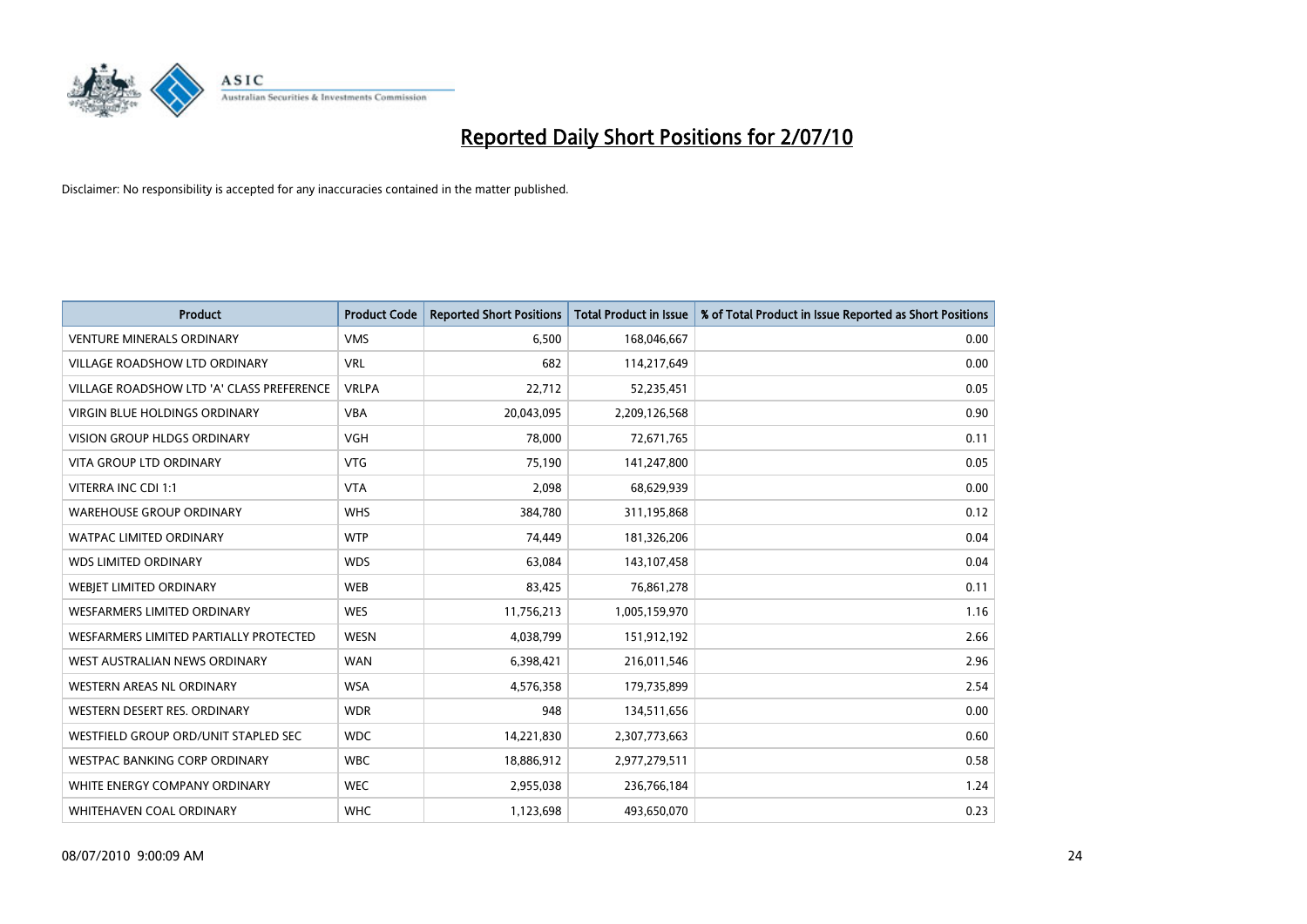# Reported Daily Short Positions for 2/07/10

Disclaimer: No responsibility is accepted for any inaccuracies contained in the matter published.

| Product | Product Code | Reported Short Positions | Total Product in Issue | % of Total Product in Issue Reported as Short Positions |
|---|---|---|---|---|
| VENTURE MINERALS ORDINARY | VMS | 6,500 | 168,046,667 | 0.00 |
| VILLAGE ROADSHOW LTD ORDINARY | VRL | 682 | 114,217,649 | 0.00 |
| VILLAGE ROADSHOW LTD 'A' CLASS PREFERENCE | VRLPA | 22,712 | 52,235,451 | 0.05 |
| VIRGIN BLUE HOLDINGS ORDINARY | VBA | 20,043,095 | 2,209,126,568 | 0.90 |
| VISION GROUP HLDGS ORDINARY | VGH | 78,000 | 72,671,765 | 0.11 |
| VITA GROUP LTD ORDINARY | VTG | 75,190 | 141,247,800 | 0.05 |
| VITERRA INC CDI 1:1 | VTA | 2,098 | 68,629,939 | 0.00 |
| WAREHOUSE GROUP ORDINARY | WHS | 384,780 | 311,195,868 | 0.12 |
| WATPAC LIMITED ORDINARY | WTP | 74,449 | 181,326,206 | 0.04 |
| WDS LIMITED ORDINARY | WDS | 63,084 | 143,107,458 | 0.04 |
| WEBJET LIMITED ORDINARY | WEB | 83,425 | 76,861,278 | 0.11 |
| WESFARMERS LIMITED ORDINARY | WES | 11,756,213 | 1,005,159,970 | 1.16 |
| WESFARMERS LIMITED PARTIALLY PROTECTED | WESN | 4,038,799 | 151,912,192 | 2.66 |
| WEST AUSTRALIAN NEWS ORDINARY | WAN | 6,398,421 | 216,011,546 | 2.96 |
| WESTERN AREAS NL ORDINARY | WSA | 4,576,358 | 179,735,899 | 2.54 |
| WESTERN DESERT RES. ORDINARY | WDR | 948 | 134,511,656 | 0.00 |
| WESTFIELD GROUP ORD/UNIT STAPLED SEC | WDC | 14,221,830 | 2,307,773,663 | 0.60 |
| WESTPAC BANKING CORP ORDINARY | WBC | 18,886,912 | 2,977,279,511 | 0.58 |
| WHITE ENERGY COMPANY ORDINARY | WEC | 2,955,038 | 236,766,184 | 1.24 |
| WHITEHAVEN COAL ORDINARY | WHC | 1,123,698 | 493,650,070 | 0.23 |

08/07/2010 9:00:09 AM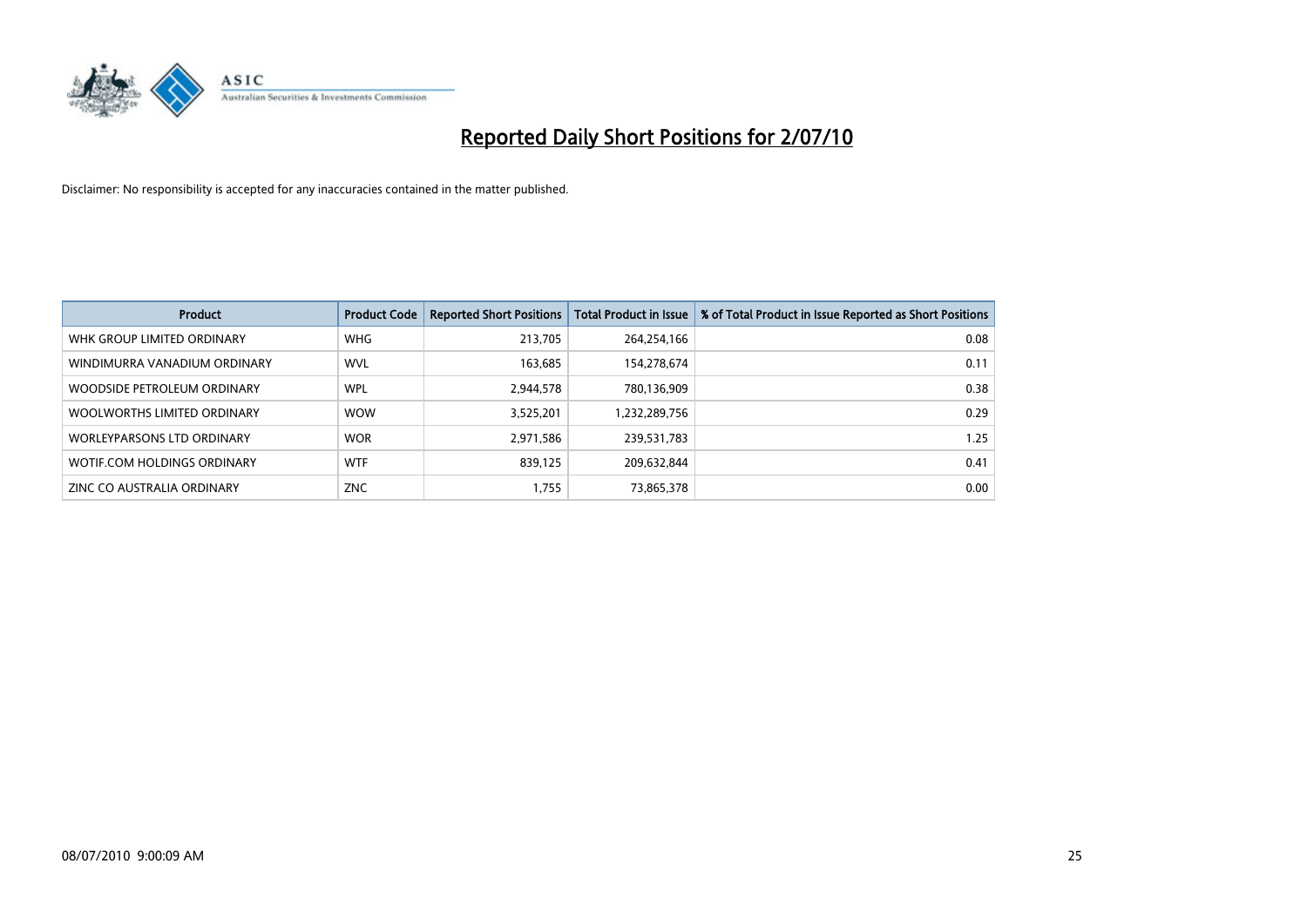# Reported Daily Short Positions for 2/07/10

Disclaimer: No responsibility is accepted for any inaccuracies contained in the matter published.

| Product | Product Code | Reported Short Positions | Total Product in Issue | % of Total Product in Issue Reported as Short Positions |
|---|---|---|---|---|
| WHK GROUP LIMITED ORDINARY | WHG | 213,705 | 264,254,166 | 0.08 |
| WINDIMURRA VANADIUM ORDINARY | WVL | 163,685 | 154,278,674 | 0.11 |
| WOODSIDE PETROLEUM ORDINARY | WPL | 2,944,578 | 780,136,909 | 0.38 |
| WOOLWORTHS LIMITED ORDINARY | WOW | 3,525,201 | 1,232,289,756 | 0.29 |
| WORLEYPARSONS LTD ORDINARY | WOR | 2,971,586 | 239,531,783 | 1.25 |
| WOTIF.COM HOLDINGS ORDINARY | WTF | 839,125 | 209,632,844 | 0.41 |
| ZINC CO AUSTRALIA ORDINARY | ZNC | 1,755 | 73,865,378 | 0.00 |